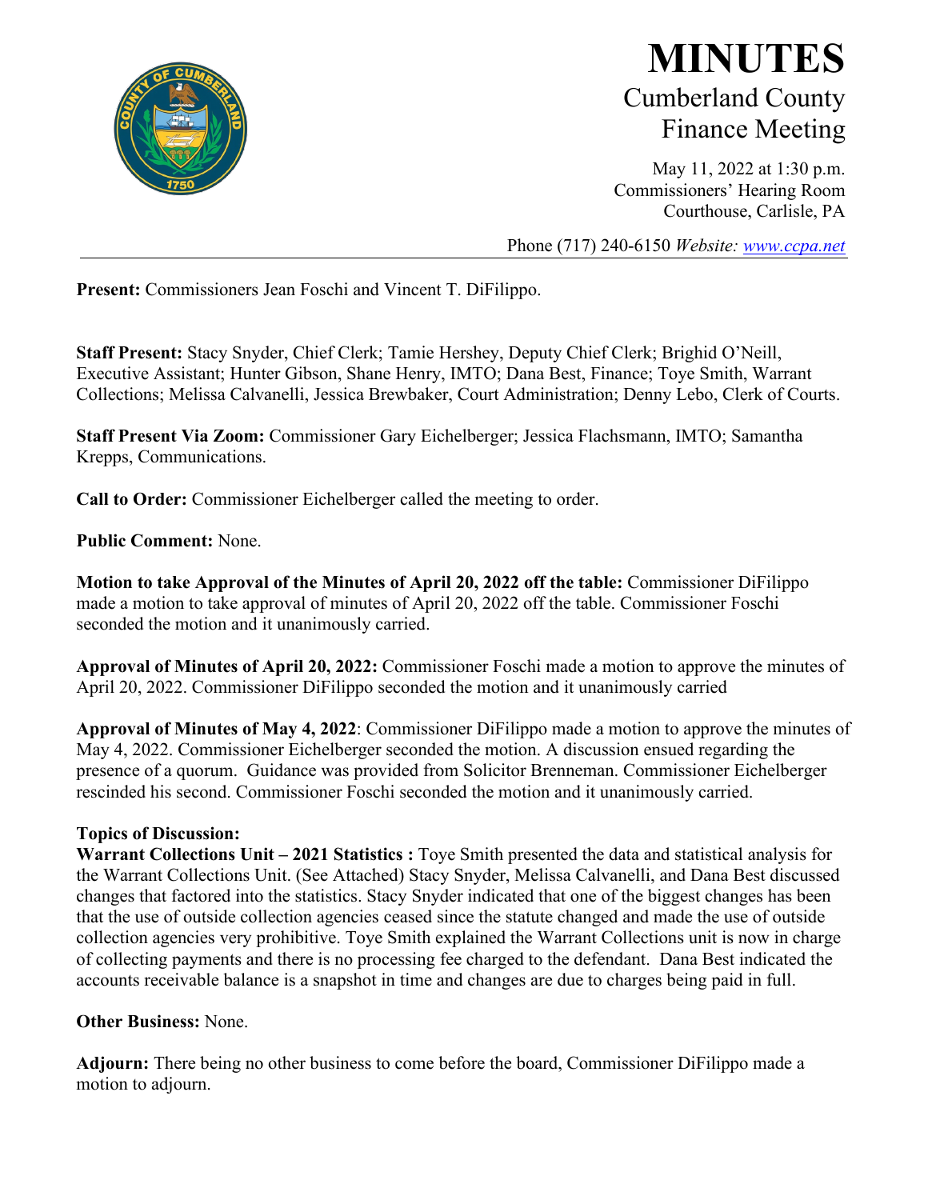# MINUTES

## Cumberland County Finance Meeting

May 11, 2022 at 1:30 p.m.
Commissioners' Hearing Room
Courthouse, Carlisle, PA

Phone (717) 240-6150 *Website: www.ccpa.net*

---

**Present:** Commissioners Jean Foschi and Vincent T. DiFilippo.

**Staff Present:** Stacy Snyder, Chief Clerk; Tamie Hershey, Deputy Chief Clerk; Brighid O'Neill, Executive Assistant; Hunter Gibson, Shane Henry, IMTO; Dana Best, Finance; Toye Smith, Warrant Collections; Melissa Calvanelli, Jessica Brewbaker, Court Administration; Denny Lebo, Clerk of Courts.

**Staff Present Via Zoom:** Commissioner Gary Eichelberger; Jessica Flachsmann, IMTO; Samantha Krepps, Communications.

**Call to Order:** Commissioner Eichelberger called the meeting to order.

**Public Comment:** None.

**Motion to take Approval of the Minutes of April 20, 2022 off the table:** Commissioner DiFilippo made a motion to take approval of minutes of April 20, 2022 off the table. Commissioner Foschi seconded the motion and it unanimously carried.

**Approval of Minutes of April 20, 2022:** Commissioner Foschi made a motion to approve the minutes of April 20, 2022. Commissioner DiFilippo seconded the motion and it unanimously carried

**Approval of Minutes of May 4, 2022**: Commissioner DiFilippo made a motion to approve the minutes of May 4, 2022. Commissioner Eichelberger seconded the motion. A discussion ensued regarding the presence of a quorum. Guidance was provided from Solicitor Brenneman. Commissioner Eichelberger rescinded his second. Commissioner Foschi seconded the motion and it unanimously carried.

**Topics of Discussion:**
**Warrant Collections Unit – 2021 Statistics :** Toye Smith presented the data and statistical analysis for the Warrant Collections Unit. (See Attached) Stacy Snyder, Melissa Calvanelli, and Dana Best discussed changes that factored into the statistics. Stacy Snyder indicated that one of the biggest changes has been that the use of outside collection agencies ceased since the statute changed and made the use of outside collection agencies very prohibitive. Toye Smith explained the Warrant Collections unit is now in charge of collecting payments and there is no processing fee charged to the defendant. Dana Best indicated the accounts receivable balance is a snapshot in time and changes are due to charges being paid in full.

**Other Business:** None.

**Adjourn:** There being no other business to come before the board, Commissioner DiFilippo made a motion to adjourn.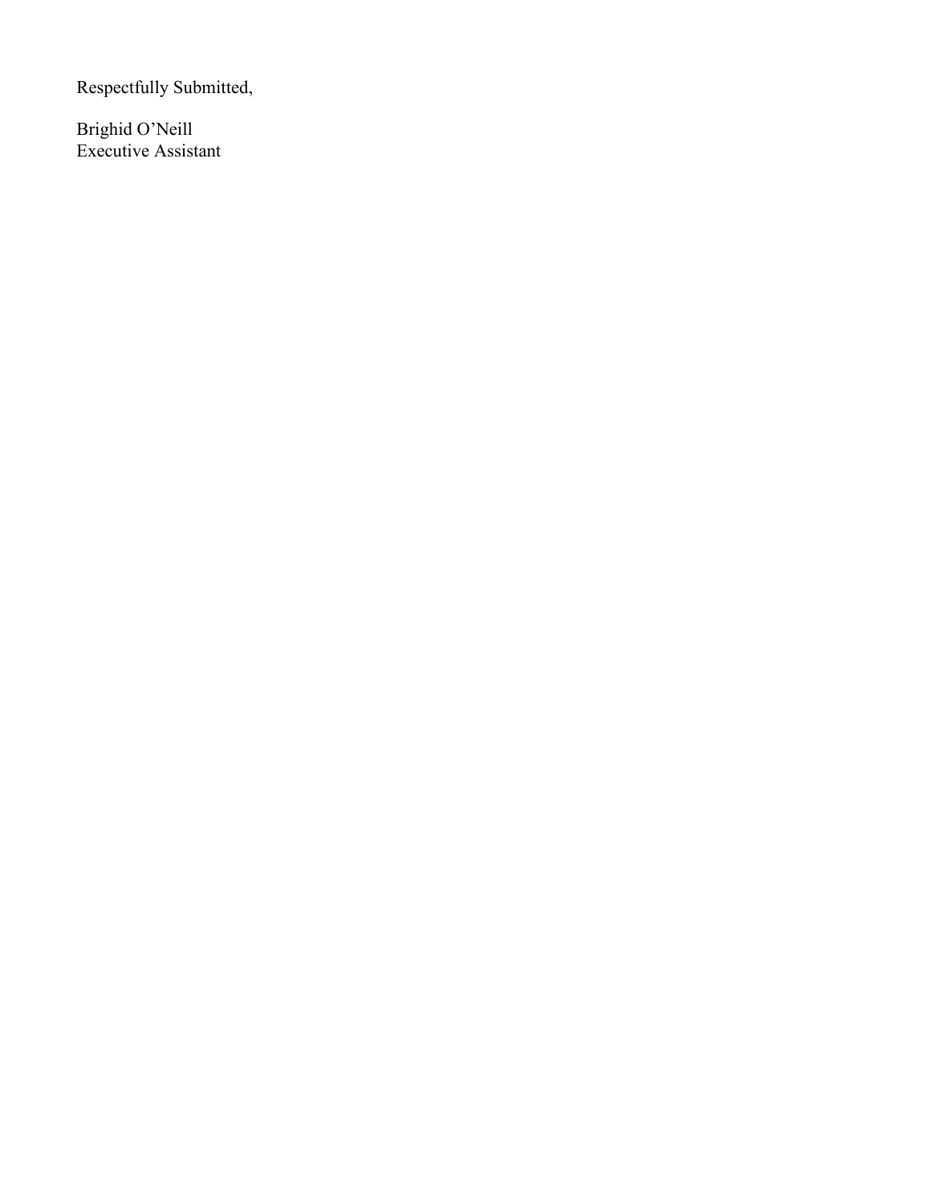Respectfully Submitted,

Brighid O’Neill
Executive Assistant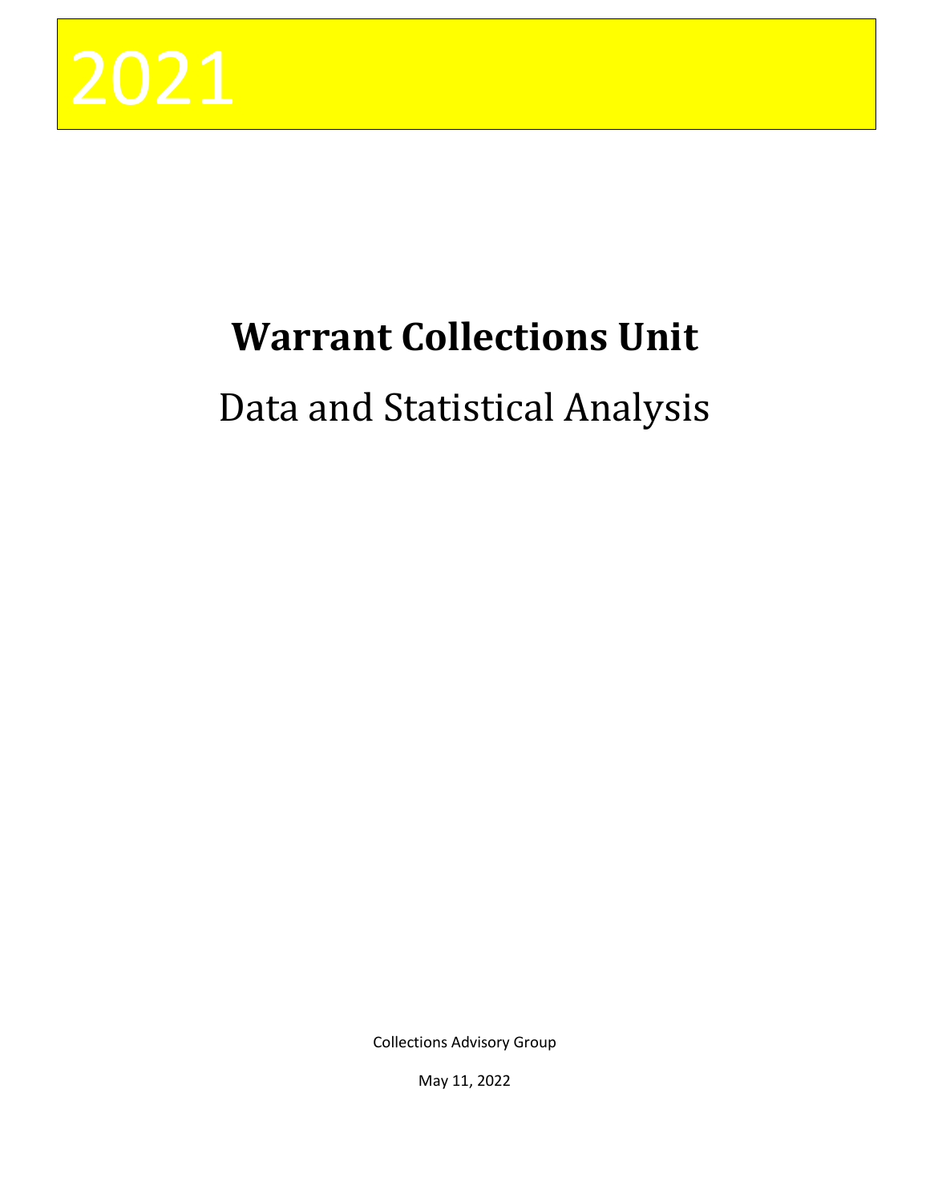# 2021

# Warrant Collections Unit

## Data and Statistical Analysis

Collections Advisory Group

May 11, 2022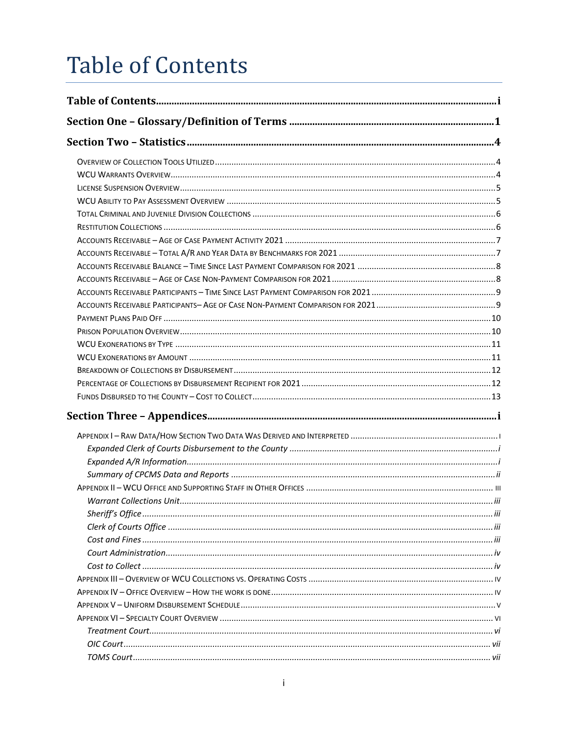# Table of Contents

**Table of Contents** .......... i

**Section One – Glossary/Definition of Terms** .......... 1

**Section Two – Statistics** .......... 4

- Overview of Collection Tools Utilized .......... 4
- WCU Warrants Overview .......... 4
- License Suspension Overview .......... 5
- WCU Ability to Pay Assessment Overview .......... 5
- Total Criminal and Juvenile Division Collections .......... 6
- Restitution Collections .......... 6
- Accounts Receivable – Age of Case Payment Activity 2021 .......... 7
- Accounts Receivable – Total A/R and Year Data by Benchmarks for 2021 .......... 7
- Accounts Receivable Balance – Time Since Last Payment Comparison for 2021 .......... 8
- Accounts Receivable – Age of Case Non-Payment Comparison for 2021 .......... 8
- Accounts Receivable Participants – Time Since Last Payment Comparison for 2021 .......... 9
- Accounts Receivable Participants– Age of Case Non-Payment Comparison for 2021 .......... 9
- Payment Plans Paid Off .......... 10
- Prison Population Overview .......... 10
- WCU Exonerations by Type .......... 11
- WCU Exonerations by Amount .......... 11
- Breakdown of Collections by Disbursement .......... 12
- Percentage of Collections by Disbursement Recipient for 2021 .......... 12
- Funds Disbursed to the County – Cost to Collect .......... 13

**Section Three – Appendices** .......... i

- Appendix I – Raw Data/How Section Two Data Was Derived and Interpreted .......... i
  - *Expanded Clerk of Courts Disbursement to the County* .......... i
  - *Expanded A/R Information* .......... i
  - *Summary of CPCMS Data and Reports* .......... ii
- Appendix II – WCU Office and Supporting Staff in Other Offices .......... iii
  - *Warrant Collections Unit* .......... iii
  - *Sheriff's Office* .......... iii
  - *Clerk of Courts Office* .......... iii
  - *Cost and Fines* .......... iii
  - *Court Administration* .......... iv
  - *Cost to Collect* .......... iv
- Appendix III – Overview of WCU Collections vs. Operating Costs .......... iv
- Appendix IV – Office Overview – How the work is done .......... iv
- Appendix V – Uniform Disbursement Schedule .......... v
- Appendix VI – Specialty Court Overview .......... vi
  - *Treatment Court* .......... vi
  - *OIC Court* .......... vii
  - *TOMS Court* .......... vii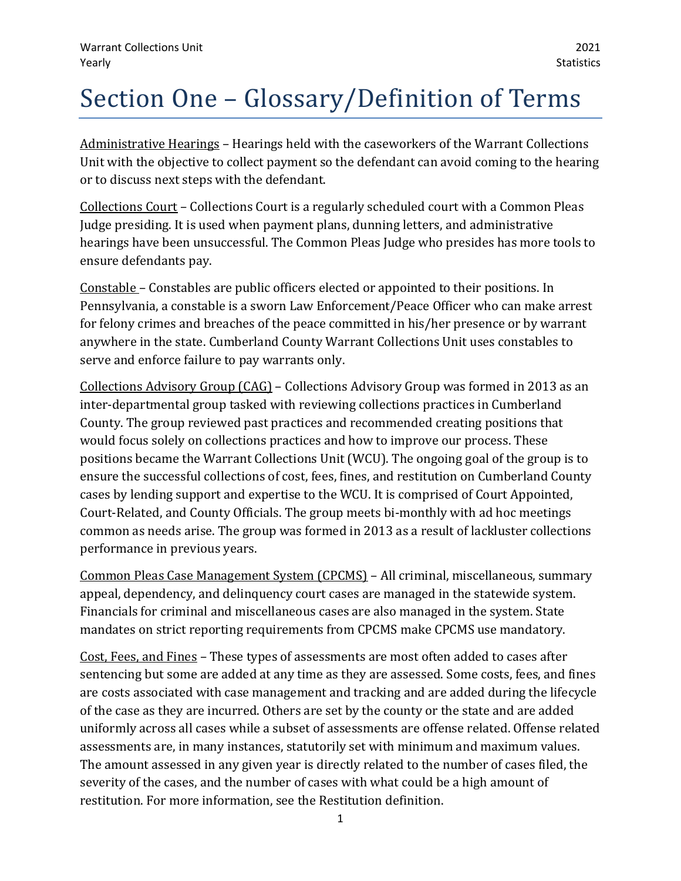# Section One – Glossary/Definition of Terms

Administrative Hearings – Hearings held with the caseworkers of the Warrant Collections Unit with the objective to collect payment so the defendant can avoid coming to the hearing or to discuss next steps with the defendant.

Collections Court – Collections Court is a regularly scheduled court with a Common Pleas Judge presiding. It is used when payment plans, dunning letters, and administrative hearings have been unsuccessful. The Common Pleas Judge who presides has more tools to ensure defendants pay.

Constable – Constables are public officers elected or appointed to their positions. In Pennsylvania, a constable is a sworn Law Enforcement/Peace Officer who can make arrest for felony crimes and breaches of the peace committed in his/her presence or by warrant anywhere in the state. Cumberland County Warrant Collections Unit uses constables to serve and enforce failure to pay warrants only.

Collections Advisory Group (CAG) – Collections Advisory Group was formed in 2013 as an inter-departmental group tasked with reviewing collections practices in Cumberland County. The group reviewed past practices and recommended creating positions that would focus solely on collections practices and how to improve our process. These positions became the Warrant Collections Unit (WCU). The ongoing goal of the group is to ensure the successful collections of cost, fees, fines, and restitution on Cumberland County cases by lending support and expertise to the WCU. It is comprised of Court Appointed, Court-Related, and County Officials. The group meets bi-monthly with ad hoc meetings common as needs arise. The group was formed in 2013 as a result of lackluster collections performance in previous years.

Common Pleas Case Management System (CPCMS) – All criminal, miscellaneous, summary appeal, dependency, and delinquency court cases are managed in the statewide system. Financials for criminal and miscellaneous cases are also managed in the system. State mandates on strict reporting requirements from CPCMS make CPCMS use mandatory.

Cost, Fees, and Fines – These types of assessments are most often added to cases after sentencing but some are added at any time as they are assessed. Some costs, fees, and fines are costs associated with case management and tracking and are added during the lifecycle of the case as they are incurred. Others are set by the county or the state and are added uniformly across all cases while a subset of assessments are offense related. Offense related assessments are, in many instances, statutorily set with minimum and maximum values. The amount assessed in any given year is directly related to the number of cases filed, the severity of the cases, and the number of cases with what could be a high amount of restitution. For more information, see the Restitution definition.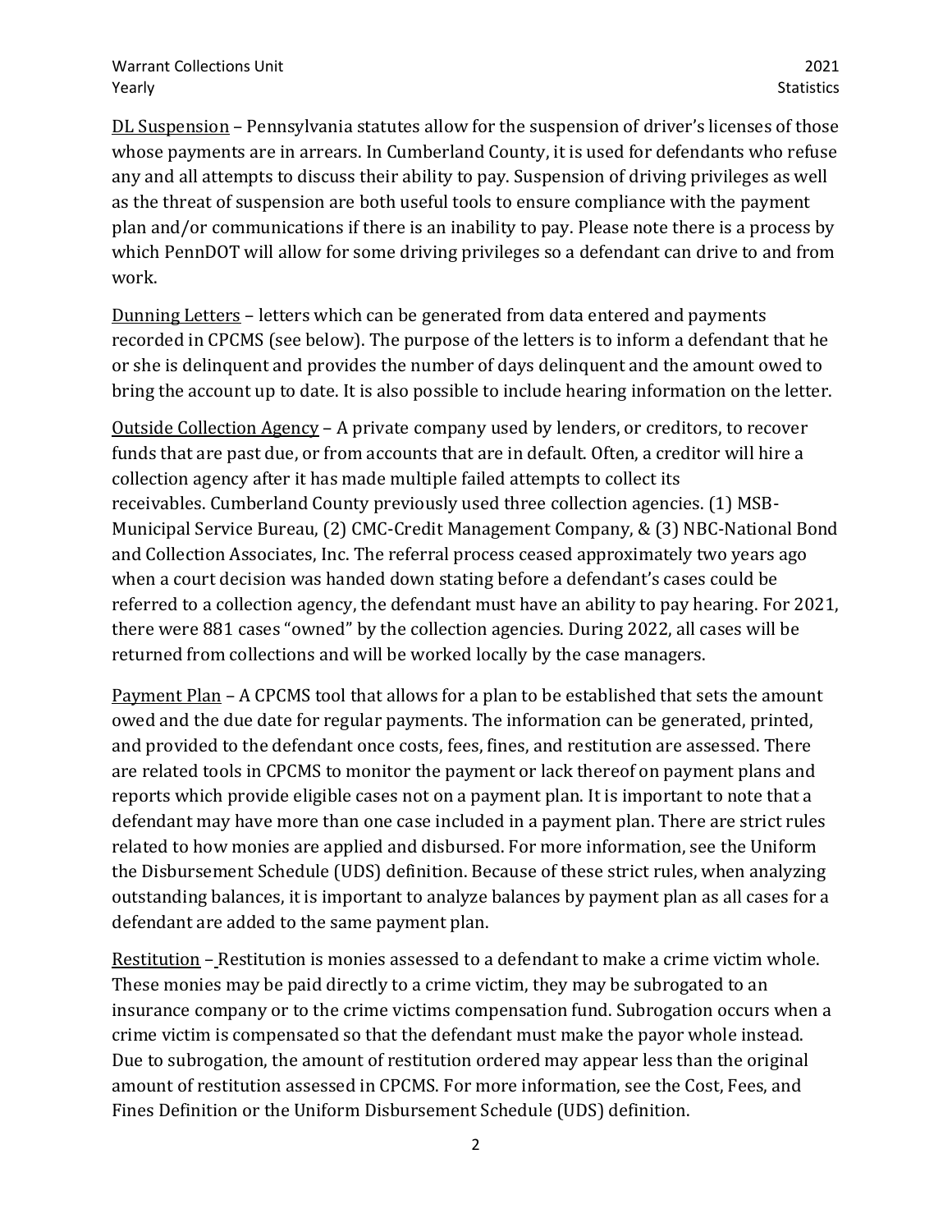<u>DL Suspension</u> – Pennsylvania statutes allow for the suspension of driver's licenses of those whose payments are in arrears. In Cumberland County, it is used for defendants who refuse any and all attempts to discuss their ability to pay. Suspension of driving privileges as well as the threat of suspension are both useful tools to ensure compliance with the payment plan and/or communications if there is an inability to pay. Please note there is a process by which PennDOT will allow for some driving privileges so a defendant can drive to and from work.

<u>Dunning Letters</u> – letters which can be generated from data entered and payments recorded in CPCMS (see below). The purpose of the letters is to inform a defendant that he or she is delinquent and provides the number of days delinquent and the amount owed to bring the account up to date. It is also possible to include hearing information on the letter.

<u>Outside Collection Agency</u> – A private company used by lenders, or creditors, to recover funds that are past due, or from accounts that are in default. Often, a creditor will hire a collection agency after it has made multiple failed attempts to collect its receivables. Cumberland County previously used three collection agencies. (1) MSB-Municipal Service Bureau, (2) CMC-Credit Management Company, & (3) NBC-National Bond and Collection Associates, Inc. The referral process ceased approximately two years ago when a court decision was handed down stating before a defendant's cases could be referred to a collection agency, the defendant must have an ability to pay hearing. For 2021, there were 881 cases "owned" by the collection agencies. During 2022, all cases will be returned from collections and will be worked locally by the case managers.

<u>Payment Plan</u> – A CPCMS tool that allows for a plan to be established that sets the amount owed and the due date for regular payments. The information can be generated, printed, and provided to the defendant once costs, fees, fines, and restitution are assessed. There are related tools in CPCMS to monitor the payment or lack thereof on payment plans and reports which provide eligible cases not on a payment plan. It is important to note that a defendant may have more than one case included in a payment plan. There are strict rules related to how monies are applied and disbursed. For more information, see the Uniform the Disbursement Schedule (UDS) definition. Because of these strict rules, when analyzing outstanding balances, it is important to analyze balances by payment plan as all cases for a defendant are added to the same payment plan.

<u>Restitution</u> – Restitution is monies assessed to a defendant to make a crime victim whole. These monies may be paid directly to a crime victim, they may be subrogated to an insurance company or to the crime victims compensation fund. Subrogation occurs when a crime victim is compensated so that the defendant must make the payor whole instead. Due to subrogation, the amount of restitution ordered may appear less than the original amount of restitution assessed in CPCMS. For more information, see the Cost, Fees, and Fines Definition or the Uniform Disbursement Schedule (UDS) definition.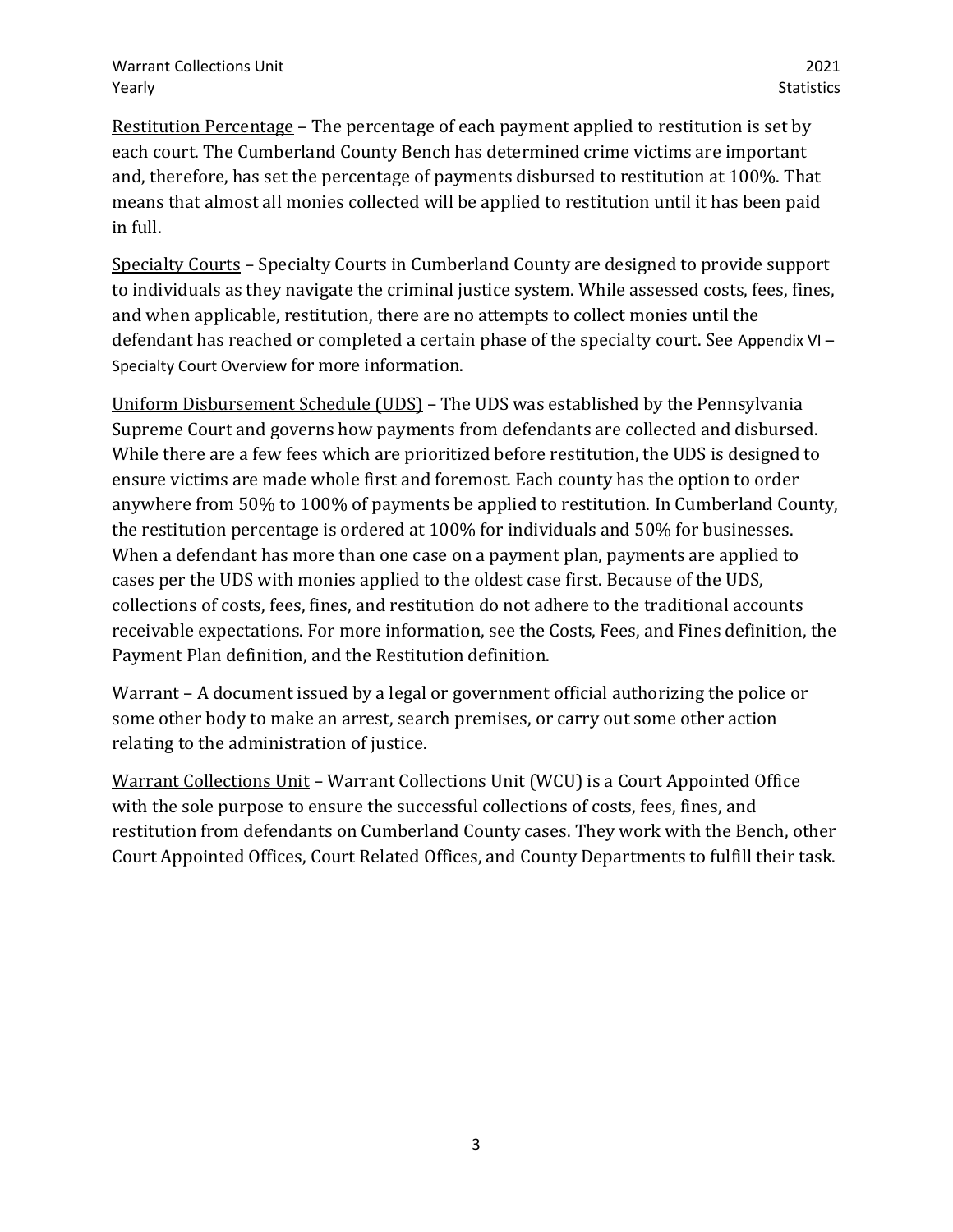Restitution Percentage – The percentage of each payment applied to restitution is set by each court. The Cumberland County Bench has determined crime victims are important and, therefore, has set the percentage of payments disbursed to restitution at 100%. That means that almost all monies collected will be applied to restitution until it has been paid in full.

Specialty Courts – Specialty Courts in Cumberland County are designed to provide support to individuals as they navigate the criminal justice system. While assessed costs, fees, fines, and when applicable, restitution, there are no attempts to collect monies until the defendant has reached or completed a certain phase of the specialty court. See Appendix VI – Specialty Court Overview for more information.

Uniform Disbursement Schedule (UDS) – The UDS was established by the Pennsylvania Supreme Court and governs how payments from defendants are collected and disbursed. While there are a few fees which are prioritized before restitution, the UDS is designed to ensure victims are made whole first and foremost. Each county has the option to order anywhere from 50% to 100% of payments be applied to restitution. In Cumberland County, the restitution percentage is ordered at 100% for individuals and 50% for businesses. When a defendant has more than one case on a payment plan, payments are applied to cases per the UDS with monies applied to the oldest case first. Because of the UDS, collections of costs, fees, fines, and restitution do not adhere to the traditional accounts receivable expectations. For more information, see the Costs, Fees, and Fines definition, the Payment Plan definition, and the Restitution definition.

Warrant – A document issued by a legal or government official authorizing the police or some other body to make an arrest, search premises, or carry out some other action relating to the administration of justice.

Warrant Collections Unit – Warrant Collections Unit (WCU) is a Court Appointed Office with the sole purpose to ensure the successful collections of costs, fees, fines, and restitution from defendants on Cumberland County cases. They work with the Bench, other Court Appointed Offices, Court Related Offices, and County Departments to fulfill their task.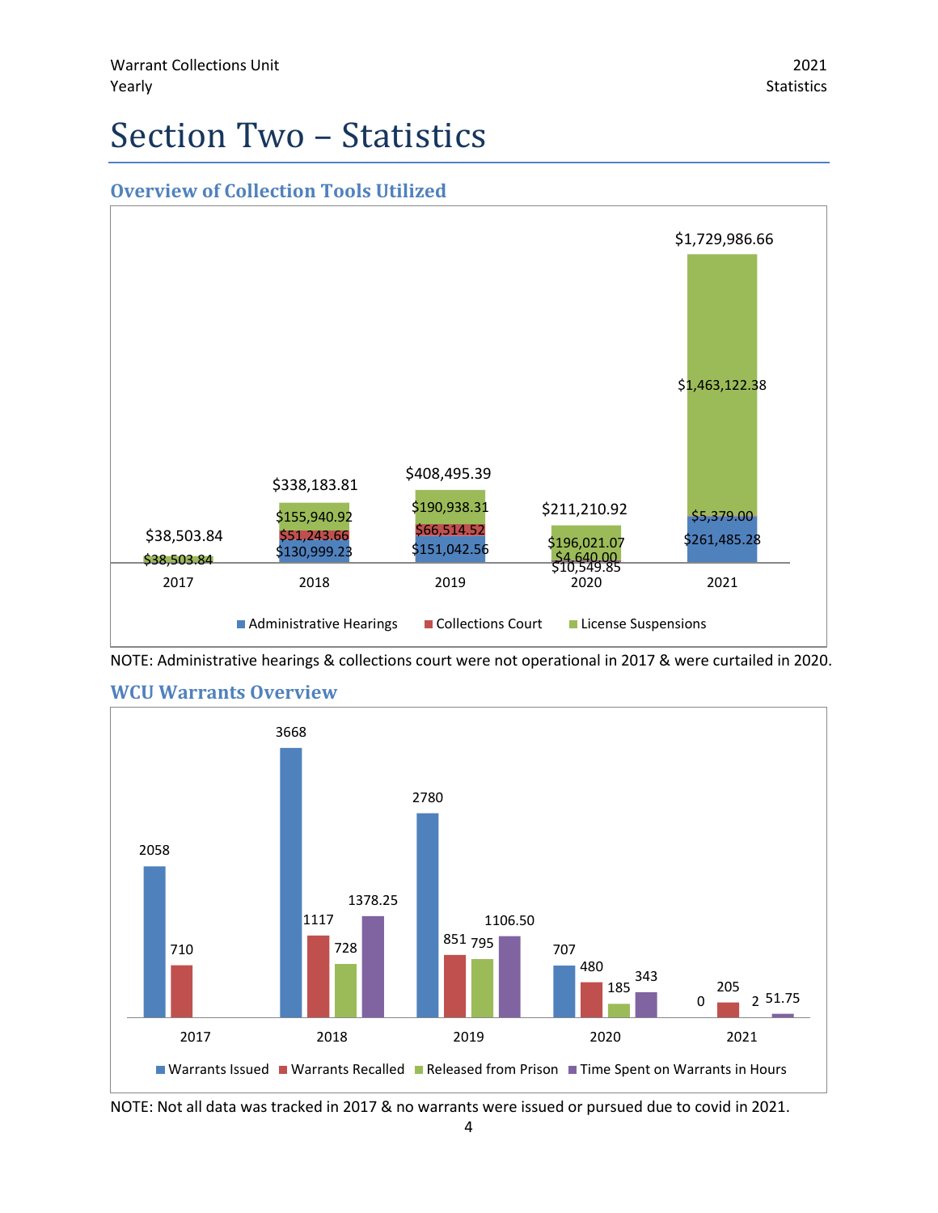# Section Two – Statistics

## Overview of Collection Tools Utilized

| Year | Administrative Hearings | Collections Court | License Suspensions | Total |
|---|---|---|---|---|
| 2017 | | | $38,503.84 | $38,503.84 |
| 2018 | $130,999.23 | $51,243.66 | $155,940.92 | $338,183.81 |
| 2019 | $151,042.56 | $66,514.52 | $190,938.31 | $408,495.39 |
| 2020 | $10,549.85 | $4,640.00 | $196,021.07 | $211,210.92 |
| 2021 | $261,485.28 | $5,379.00 | $1,463,122.38 | $1,729,986.66 |

NOTE: Administrative hearings & collections court were not operational in 2017 & were curtailed in 2020.

## WCU Warrants Overview

| Year | Warrants Issued | Warrants Recalled | Released from Prison | Time Spent on Warrants in Hours |
|---|---|---|---|---|
| 2017 | 2058 | 710 | | |
| 2018 | 3668 | 1117 | 728 | 1378.25 |
| 2019 | 2780 | 851 | 795 | 1106.50 |
| 2020 | 707 | 480 | 185 | 343 |
| 2021 | 0 | 205 | 2 | 51.75 |

NOTE: Not all data was tracked in 2017 & no warrants were issued or pursued due to covid in 2021.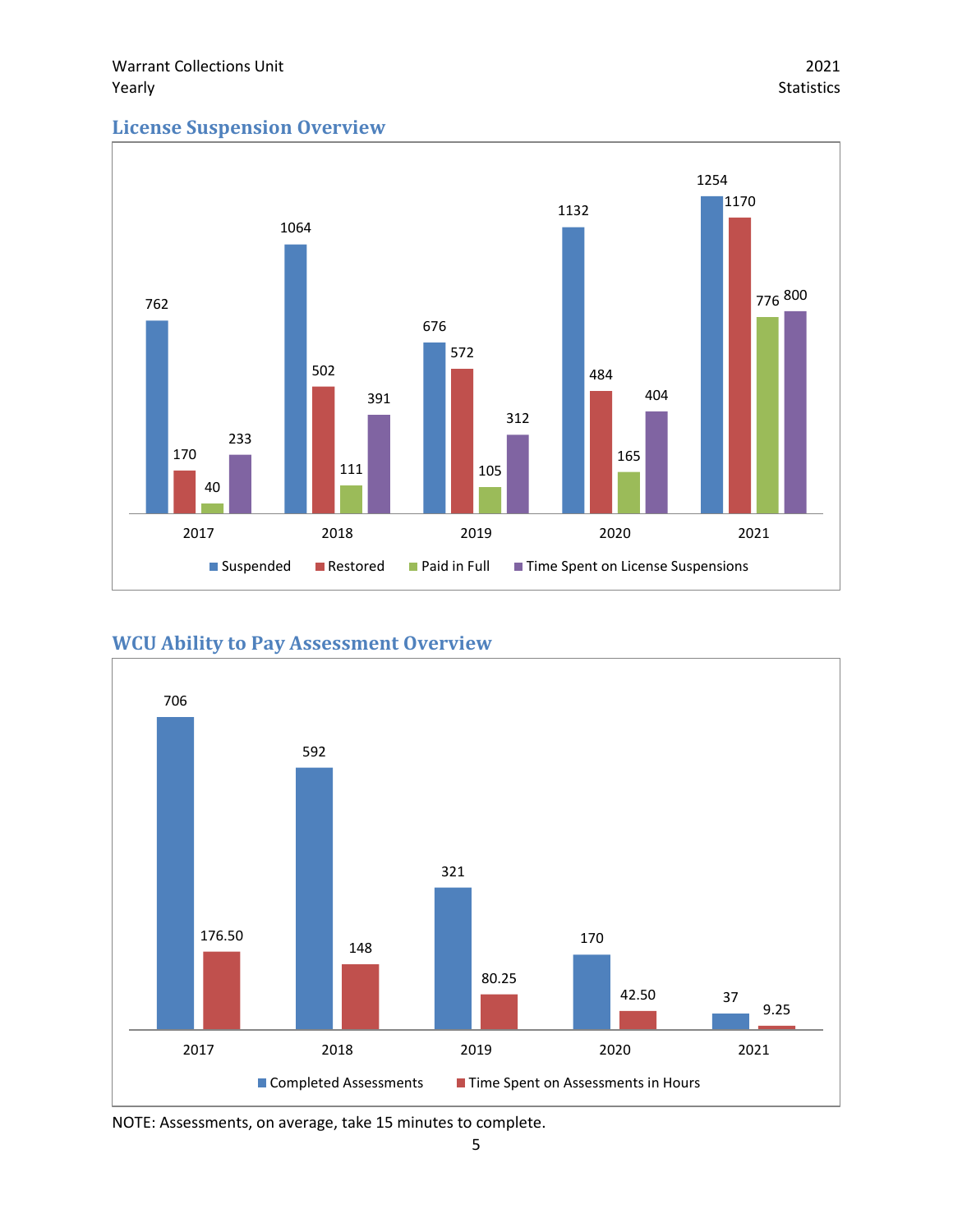## License Suspension Overview

| Year | Suspended | Restored | Paid in Full | Time Spent on License Suspensions |
|---|---|---|---|---|
| 2017 | 762 | 170 | 40 | 233 |
| 2018 | 1064 | 502 | 111 | 391 |
| 2019 | 676 | 572 | 105 | 312 |
| 2020 | 1132 | 484 | 165 | 404 |
| 2021 | 1254 | 1170 | 776 | 800 |

## WCU Ability to Pay Assessment Overview

| Year | Completed Assessments | Time Spent on Assessments in Hours |
|---|---|---|
| 2017 | 706 | 176.50 |
| 2018 | 592 | 148 |
| 2019 | 321 | 80.25 |
| 2020 | 170 | 42.50 |
| 2021 | 37 | 9.25 |

NOTE: Assessments, on average, take 15 minutes to complete.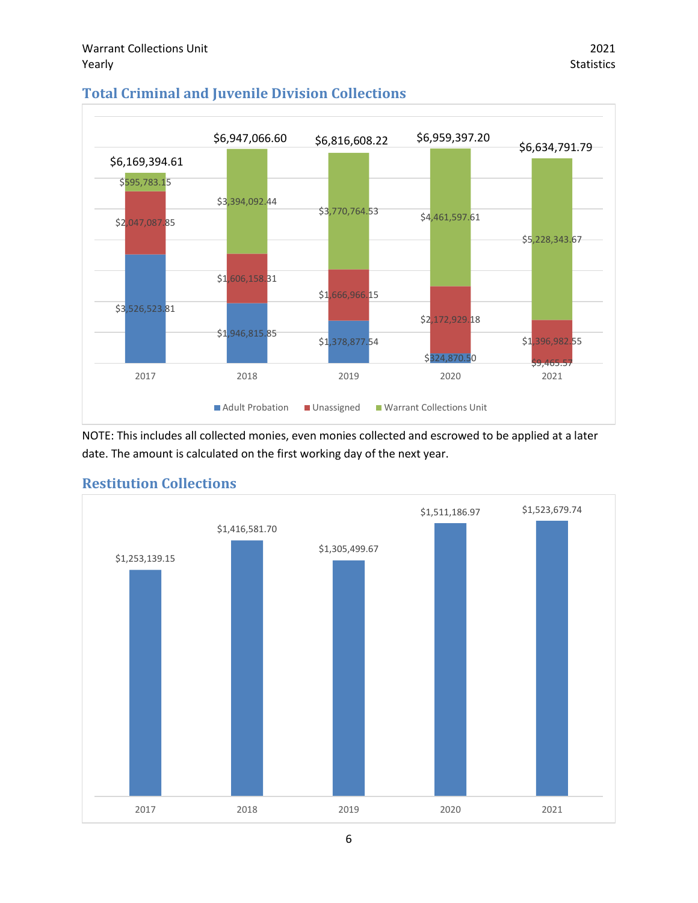## Total Criminal and Juvenile Division Collections

| Year | Adult Probation | Unassigned | Warrant Collections Unit | Total |
|---|---|---|---|---|
| 2017 | $3,526,523.81 | $2,047,087.85 | $595,783.15 | $6,169,394.61 |
| 2018 | $1,946,815.85 | $1,606,158.31 | $3,394,092.44 | $6,947,066.60 |
| 2019 | $1,378,877.54 | $1,666,966.15 | $3,770,764.53 | $6,816,608.22 |
| 2020 | $324,870.50 | $2,172,929.18 | $4,461,597.61 | $6,959,397.20 |
| 2021 | $9,465.57 | $1,396,982.55 | $5,228,343.67 | $6,634,791.79 |

NOTE: This includes all collected monies, even monies collected and escrowed to be applied at a later date. The amount is calculated on the first working day of the next year.

## Restitution Collections

| Year | Restitution Collections |
|---|---|
| 2017 | $1,253,139.15 |
| 2018 | $1,416,581.70 |
| 2019 | $1,305,499.67 |
| 2020 | $1,511,186.97 |
| 2021 | $1,523,679.74 |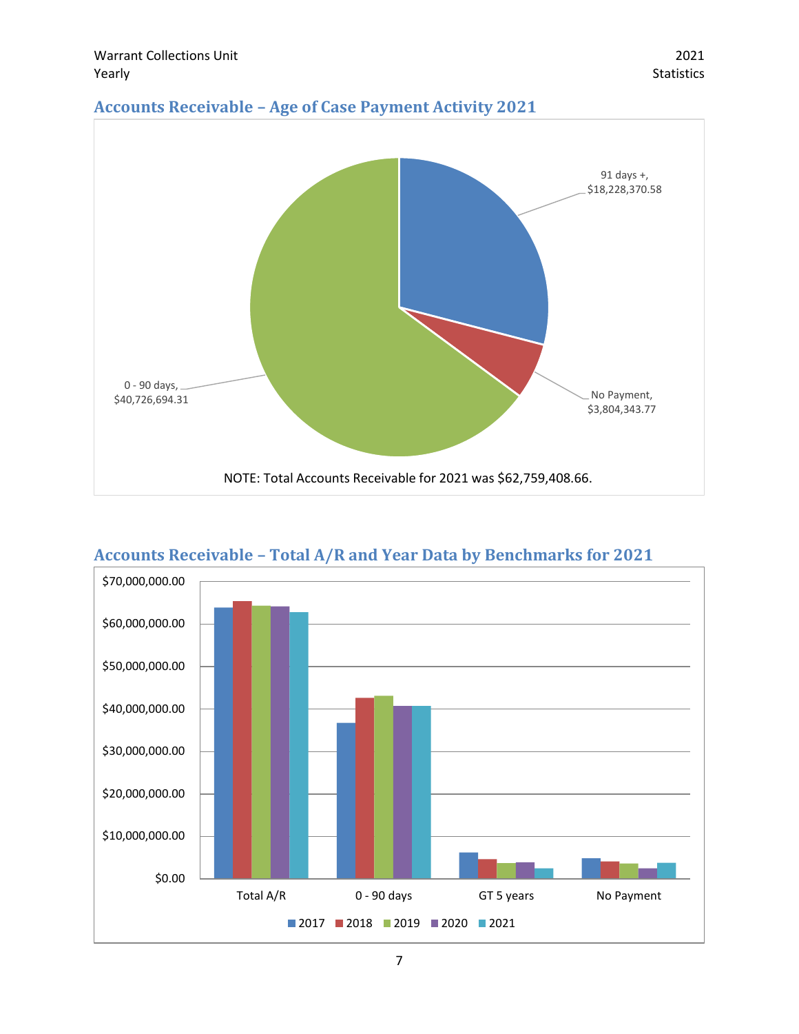## Accounts Receivable – Age of Case Payment Activity 2021

91 days +, $18,228,370.58

No Payment, $3,804,343.77

0 - 90 days, $40,726,694.31

NOTE: Total Accounts Receivable for 2021 was $62,759,408.66.

## Accounts Receivable – Total A/R and Year Data by Benchmarks for 2021

$70,000,000.00
$60,000,000.00
$50,000,000.00
$40,000,000.00
$30,000,000.00
$20,000,000.00
$10,000,000.00
$0.00

Total A/R | 0 - 90 days | GT 5 years | No Payment

2017 | 2018 | 2019 | 2020 | 2021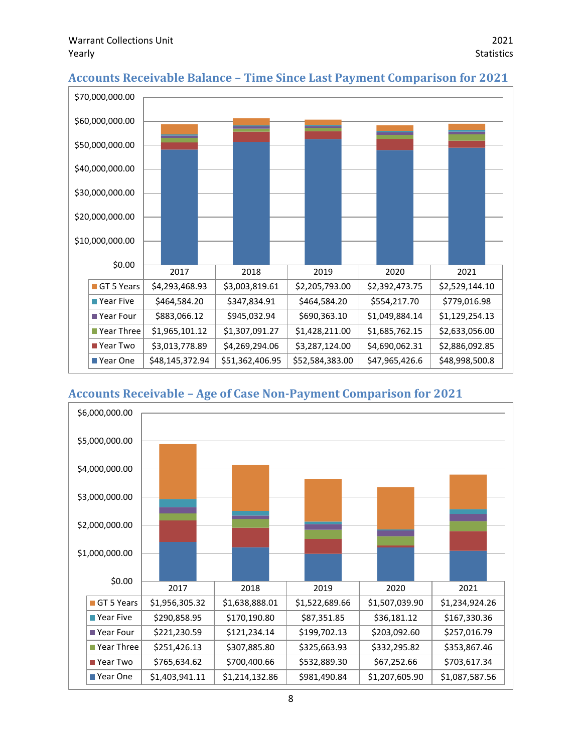## Accounts Receivable Balance – Time Since Last Payment Comparison for 2021

| | 2017 | 2018 | 2019 | 2020 | 2021 |
|---|---|---|---|---|---|
| GT 5 Years | $4,293,468.93 | $3,003,819.61 | $2,205,793.00 | $2,392,473.75 | $2,529,144.10 |
| Year Five | $464,584.20 | $347,834.91 | $464,584.20 | $554,217.70 | $779,016.98 |
| Year Four | $883,066.12 | $945,032.94 | $690,363.10 | $1,049,884.14 | $1,129,254.13 |
| Year Three | $1,965,101.12 | $1,307,091.27 | $1,428,211.00 | $1,685,762.15 | $2,633,056.00 |
| Year Two | $3,013,778.89 | $4,269,294.06 | $3,287,124.00 | $4,690,062.31 | $2,886,092.85 |
| Year One | $48,145,372.94 | $51,362,406.95 | $52,584,383.00 | $47,965,426.6 | $48,998,500.8 |

## Accounts Receivable – Age of Case Non-Payment Comparison for 2021

| | 2017 | 2018 | 2019 | 2020 | 2021 |
|---|---|---|---|---|---|
| GT 5 Years | $1,956,305.32 | $1,638,888.01 | $1,522,689.66 | $1,507,039.90 | $1,234,924.26 |
| Year Five | $290,858.95 | $170,190.80 | $87,351.85 | $36,181.12 | $167,330.36 |
| Year Four | $221,230.59 | $121,234.14 | $199,702.13 | $203,092.60 | $257,016.79 |
| Year Three | $251,426.13 | $307,885.80 | $325,663.93 | $332,295.82 | $353,867.46 |
| Year Two | $765,634.62 | $700,400.66 | $532,889.30 | $67,252.66 | $703,617.34 |
| Year One | $1,403,941.11 | $1,214,132.86 | $981,490.84 | $1,207,605.90 | $1,087,587.56 |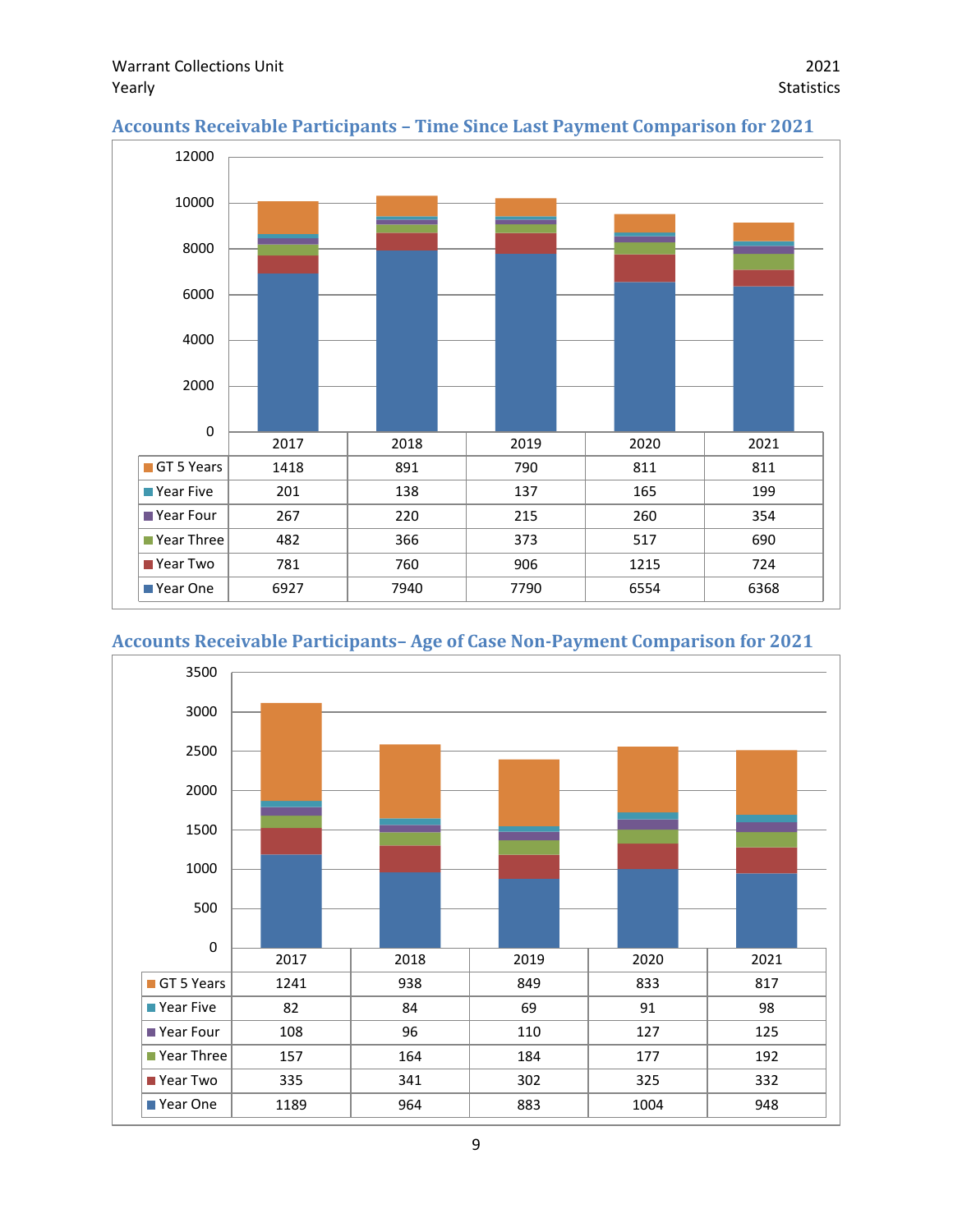## Accounts Receivable Participants – Time Since Last Payment Comparison for 2021

| | 2017 | 2018 | 2019 | 2020 | 2021 |
|---|---|---|---|---|---|
| GT 5 Years | 1418 | 891 | 790 | 811 | 811 |
| Year Five | 201 | 138 | 137 | 165 | 199 |
| Year Four | 267 | 220 | 215 | 260 | 354 |
| Year Three | 482 | 366 | 373 | 517 | 690 |
| Year Two | 781 | 760 | 906 | 1215 | 724 |
| Year One | 6927 | 7940 | 7790 | 6554 | 6368 |

## Accounts Receivable Participants– Age of Case Non-Payment Comparison for 2021

| | 2017 | 2018 | 2019 | 2020 | 2021 |
|---|---|---|---|---|---|
| GT 5 Years | 1241 | 938 | 849 | 833 | 817 |
| Year Five | 82 | 84 | 69 | 91 | 98 |
| Year Four | 108 | 96 | 110 | 127 | 125 |
| Year Three | 157 | 164 | 184 | 177 | 192 |
| Year Two | 335 | 341 | 302 | 325 | 332 |
| Year One | 1189 | 964 | 883 | 1004 | 948 |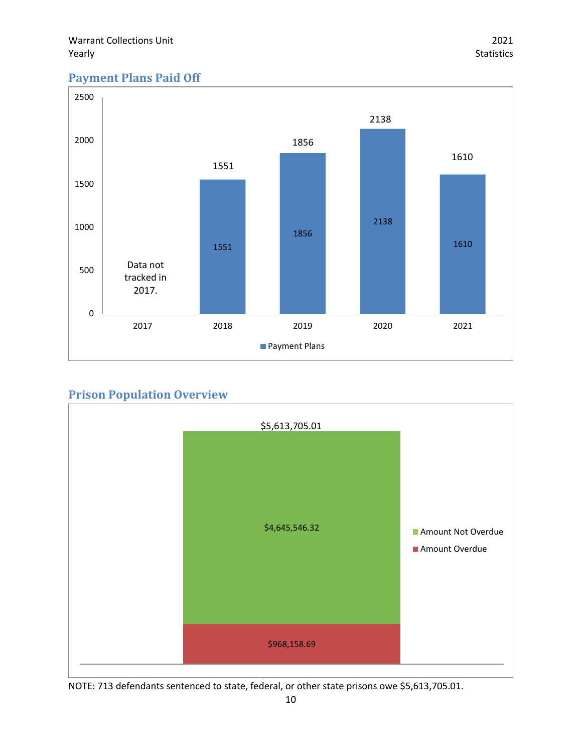## Payment Plans Paid Off

| Year | Payment Plans |
|---|---|
| 2017 | Data not tracked in 2017. |
| 2018 | 1551 |
| 2019 | 1856 |
| 2020 | 2138 |
| 2021 | 1610 |

## Prison Population Overview

| | Amount |
|---|---|
| Amount Not Overdue | $4,645,546.32 |
| Amount Overdue | $968,158.69 |
| Total | $5,613,705.01 |

NOTE: 713 defendants sentenced to state, federal, or other state prisons owe $5,613,705.01.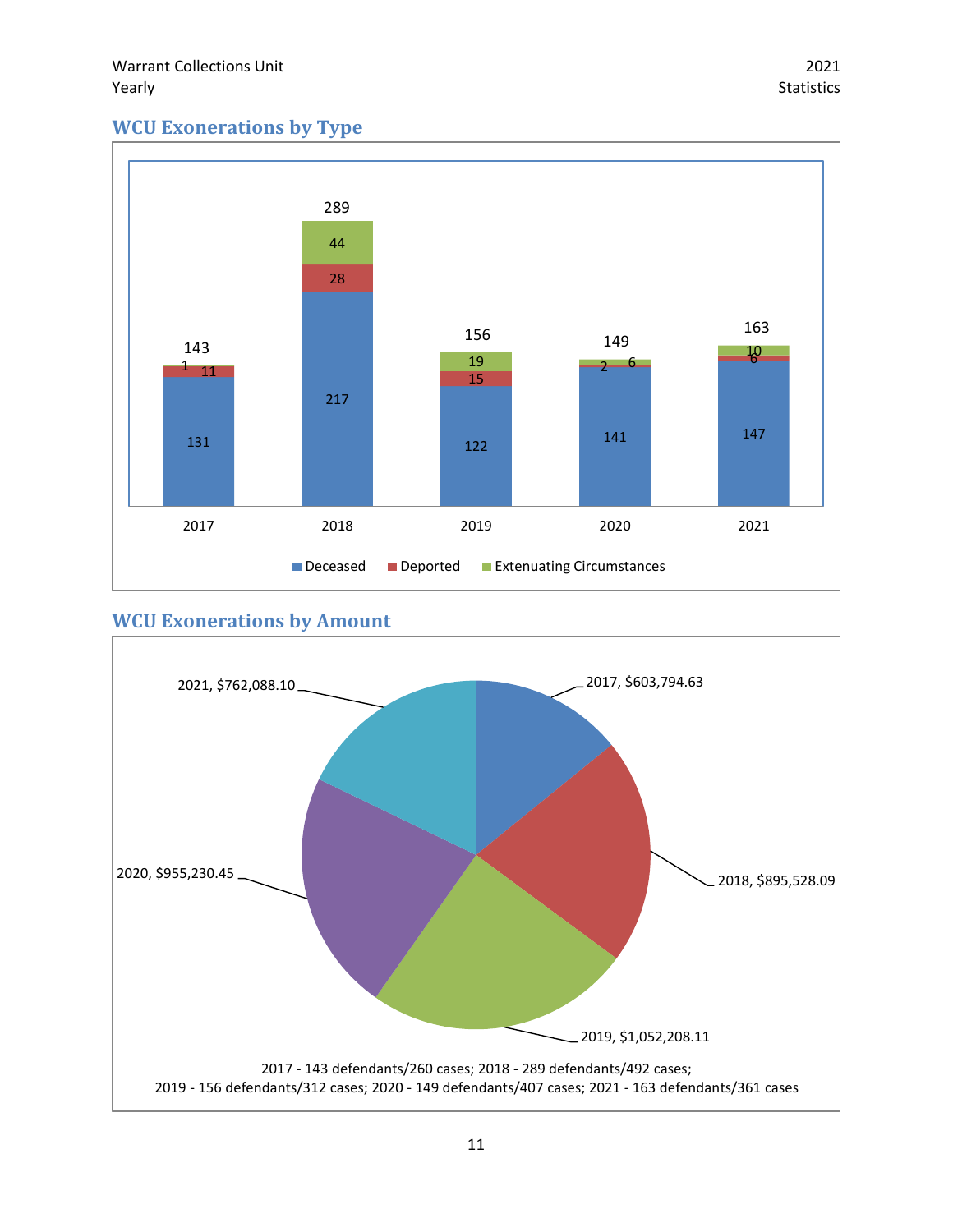## WCU Exonerations by Type

| Year | Deceased | Deported | Extenuating Circumstances | Total |
|---|---|---|---|---|
| 2017 | 131 | 11 | 1 | 143 |
| 2018 | 217 | 28 | 44 | 289 |
| 2019 | 122 | 15 | 19 | 156 |
| 2020 | 141 | 2 | 6 | 149 |
| 2021 | 147 | 6 | 10 | 163 |

## WCU Exonerations by Amount

| Year | Amount |
|---|---|
| 2017 | $603,794.63 |
| 2018 | $895,528.09 |
| 2019 | $1,052,208.11 |
| 2020 | $955,230.45 |
| 2021 | $762,088.10 |

2017 - 143 defendants/260 cases; 2018 - 289 defendants/492 cases;
2019 - 156 defendants/312 cases; 2020 - 149 defendants/407 cases; 2021 - 163 defendants/361 cases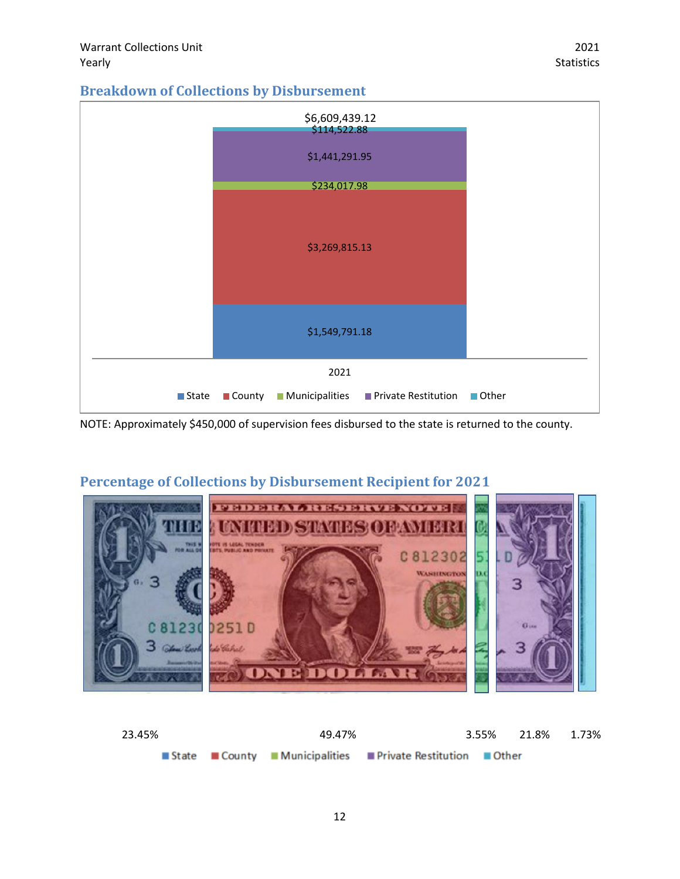## Breakdown of Collections by Disbursement

| 2021 | Amount |
|---|---|
| State | $1,549,791.18 |
| County | $3,269,815.13 |
| Municipalities | $234,017.98 |
| Private Restitution | $1,441,291.95 |
| Other | $114,522.88 |
| Total | $6,609,439.12 |

NOTE: Approximately $450,000 of supervision fees disbursed to the state is returned to the county.

## Percentage of Collections by Disbursement Recipient for 2021

| State | County | Municipalities | Private Restitution | Other |
|---|---|---|---|---|
| 23.45% | 49.47% | 3.55% | 21.8% | 1.73% |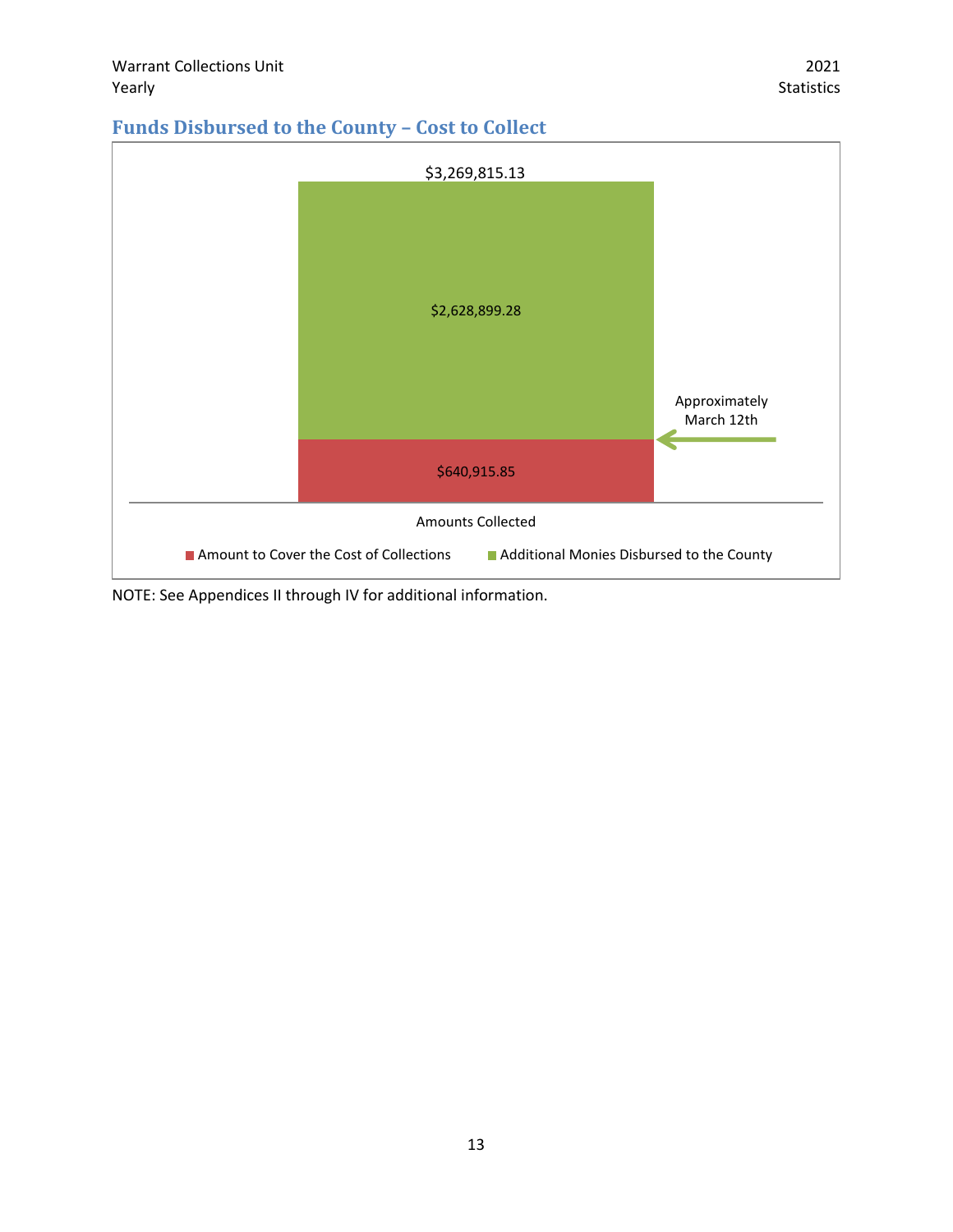## Funds Disbursed to the County – Cost to Collect

$3,269,815.13

$2,628,899.28

Approximately March 12th

$640,915.85

Amounts Collected

Amount to Cover the Cost of Collections | Additional Monies Disbursed to the County

NOTE: See Appendices II through IV for additional information.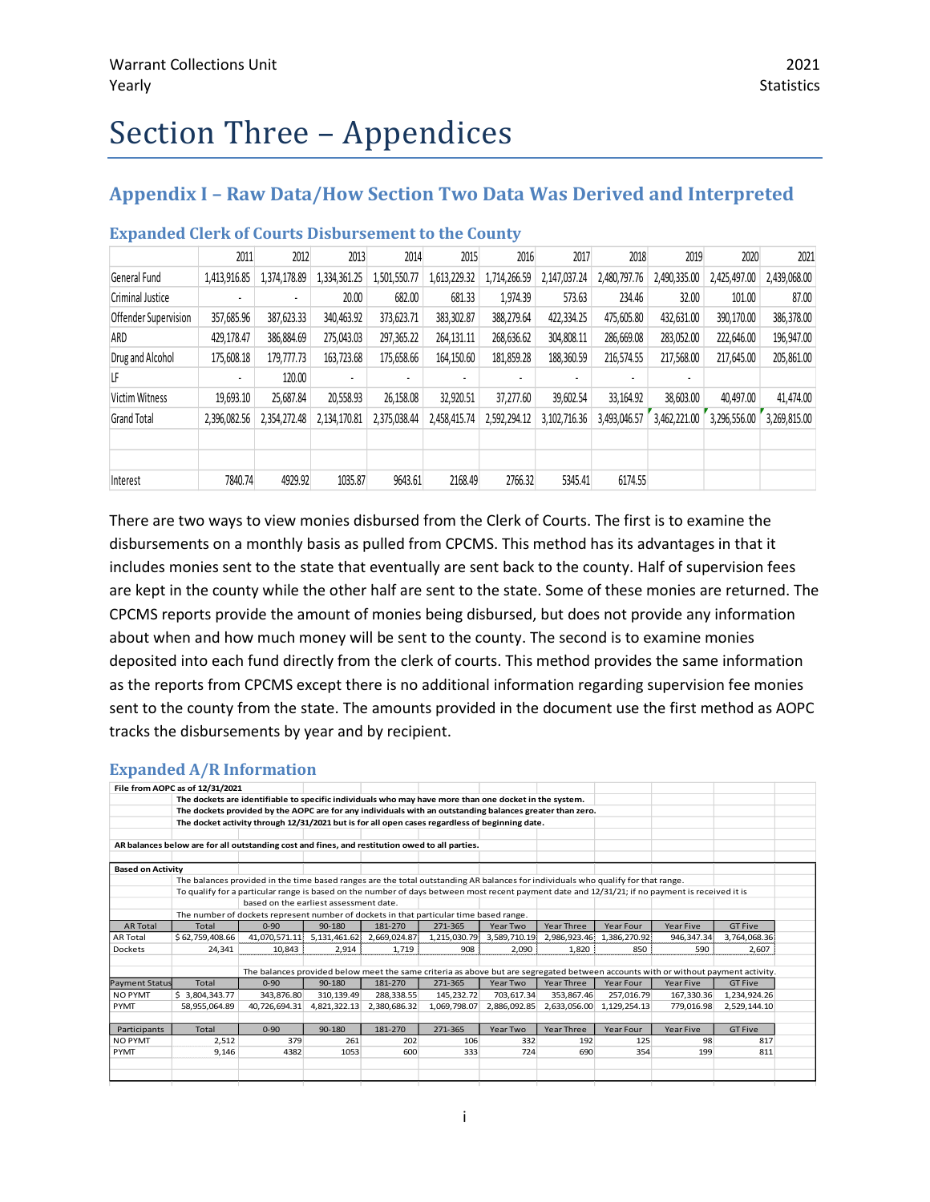# Section Three – Appendices

## Appendix I – Raw Data/How Section Two Data Was Derived and Interpreted

### Expanded Clerk of Courts Disbursement to the County

| | 2011 | 2012 | 2013 | 2014 | 2015 | 2016 | 2017 | 2018 | 2019 | 2020 | 2021 |
|---|---|---|---|---|---|---|---|---|---|---|---|
| General Fund | 1,413,916.85 | 1,374,178.89 | 1,334,361.25 | 1,501,550.77 | 1,613,229.32 | 1,714,266.59 | 2,147,037.24 | 2,480,797.76 | 2,490,335.00 | 2,425,497.00 | 2,439,068.00 |
| Criminal Justice | - | - | 20.00 | 682.00 | 681.33 | 1,974.39 | 573.63 | 234.46 | 32.00 | 101.00 | 87.00 |
| Offender Supervision | 357,685.96 | 387,623.33 | 340,463.92 | 373,623.71 | 383,302.87 | 388,279.64 | 422,334.25 | 475,605.80 | 432,631.00 | 390,170.00 | 386,378.00 |
| ARD | 429,178.47 | 386,884.69 | 275,043.03 | 297,365.22 | 264,131.11 | 268,636.62 | 304,808.11 | 286,669.08 | 283,052.00 | 222,646.00 | 196,947.00 |
| Drug and Alcohol | 175,608.18 | 179,777.73 | 163,723.68 | 175,658.66 | 164,150.60 | 181,859.28 | 188,360.59 | 216,574.55 | 217,568.00 | 217,645.00 | 205,861.00 |
| LF | - | 120.00 | - | - | - | - | - | - | - | | |
| Victim Witness | 19,693.10 | 25,687.84 | 20,558.93 | 26,158.08 | 32,920.51 | 37,277.60 | 39,602.54 | 33,164.92 | 38,603.00 | 40,497.00 | 41,474.00 |
| Grand Total | 2,396,082.56 | 2,354,272.48 | 2,134,170.81 | 2,375,038.44 | 2,458,415.74 | 2,592,294.12 | 3,102,716.36 | 3,493,046.57 | 3,462,221.00 | 3,296,556.00 | 3,269,815.00 |
| | | | | | | | | | | | |
| | | | | | | | | | | | |
| Interest | 7840.74 | 4929.92 | 1035.87 | 9643.61 | 2168.49 | 2766.32 | 5345.41 | 6174.55 | | | |

There are two ways to view monies disbursed from the Clerk of Courts. The first is to examine the disbursements on a monthly basis as pulled from CPCMS. This method has its advantages in that it includes monies sent to the state that eventually are sent back to the county. Half of supervision fees are kept in the county while the other half are sent to the state. Some of these monies are returned. The CPCMS reports provide the amount of monies being disbursed, but does not provide any information about when and how much money will be sent to the county. The second is to examine monies deposited into each fund directly from the clerk of courts. This method provides the same information as the reports from CPCMS except there is no additional information regarding supervision fee monies sent to the county from the state. The amounts provided in the document use the first method as AOPC tracks the disbursements by year and by recipient.

### Expanded A/R Information

**File from AOPC as of 12/31/2021**

**The dockets are identifiable to specific individuals who may have more than one docket in the system.**

**The dockets provided by the AOPC are for any individuals with an outstanding balances greater than zero.**

**The docket activity through 12/31/2021 but is for all open cases regardless of beginning date.**

**AR balances below are for all outstanding cost and fines, and restitution owed to all parties.**

**Based on Activity**

The balances provided in the time based ranges are the total outstanding AR balances for individuals who qualify for that range.

To qualify for a particular range is based on the number of days between most recent payment date and 12/31/21; if no payment is received it is based on the earliest assessment date.

The number of dockets represent number of dockets in that particular time based range.

| AR Total | Total | 0-90 | 90-180 | 181-270 | 271-365 | Year Two | Year Three | Year Four | Year Five | GT Five |
|---|---|---|---|---|---|---|---|---|---|---|
| AR Total | $ 62,759,408.66 | 41,070,571.11 | 5,131,461.62 | 2,669,024.87 | 1,215,030.79 | 3,589,710.19 | 2,986,923.46 | 1,386,270.92 | 946,347.34 | 3,764,068.36 |
| Dockets | 24,341 | 10,843 | 2,914 | 1,719 | 908 | 2,090 | 1,820 | 850 | 590 | 2,607 |

The balances provided below meet the same criteria as above but are segregated between accounts with or without payment activity.

| Payment Status | Total | 0-90 | 90-180 | 181-270 | 271-365 | Year Two | Year Three | Year Four | Year Five | GT Five |
|---|---|---|---|---|---|---|---|---|---|---|
| NO PYMT | $ 3,804,343.77 | 343,876.80 | 310,139.49 | 288,338.55 | 145,232.72 | 703,617.34 | 353,867.46 | 257,016.79 | 167,330.36 | 1,234,924.26 |
| PYMT | 58,955,064.89 | 40,726,694.31 | 4,821,322.13 | 2,380,686.32 | 1,069,798.07 | 2,886,092.85 | 2,633,056.00 | 1,129,254.13 | 779,016.98 | 2,529,144.10 |

| Participants | Total | 0-90 | 90-180 | 181-270 | 271-365 | Year Two | Year Three | Year Four | Year Five | GT Five |
|---|---|---|---|---|---|---|---|---|---|---|
| NO PYMT | 2,512 | 379 | 261 | 202 | 106 | 332 | 192 | 125 | 98 | 817 |
| PYMT | 9,146 | 4382 | 1053 | 600 | 333 | 724 | 690 | 354 | 199 | 811 |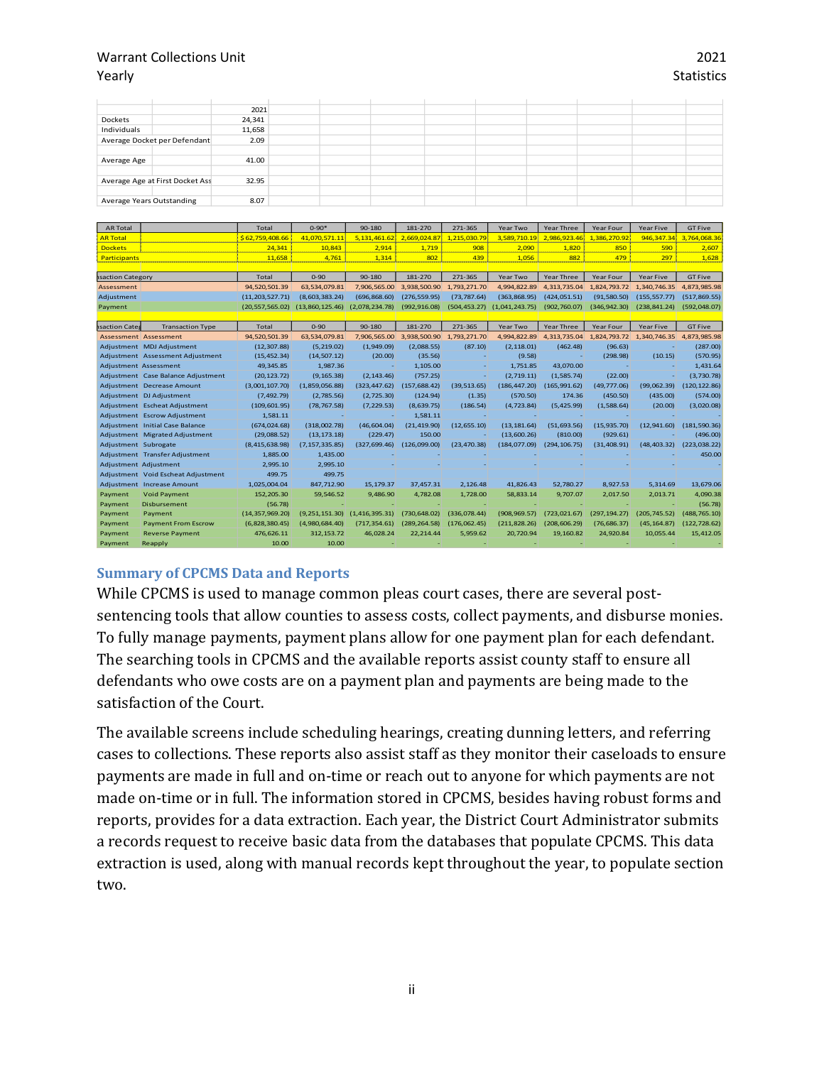Warrant Collections Unit
Yearly

2021
Statistics

| | 2021 |
|---|---|
| Dockets | 24,341 |
| Individuals | 11,658 |
| Average Docket per Defendant | 2.09 |
| Average Age | 41.00 |
| Average Age at First Docket Ass | 32.95 |
| Average Years Outstanding | 8.07 |

| AR Total | | Total | 0-90* | 90-180 | 181-270 | 271-365 | Year Two | Year Three | Year Four | Year Five | GT Five |
|---|---|---|---|---|---|---|---|---|---|---|---|
| AR Total | | $ 62,759,408.66 | 41,070,571.11 | 5,131,461.62 | 2,669,024.87 | 1,215,030.79 | 3,589,710.19 | 2,986,923.46 | 1,386,270.92 | 946,347.34 | 3,764,068.36 |
| Dockets | | 24,341 | 10,843 | 2,914 | 1,719 | 908 | 2,090 | 1,820 | 850 | 590 | 2,607 |
| Participants | | 11,658 | 4,761 | 1,314 | 802 | 439 | 1,056 | 882 | 479 | 297 | 1,628 |

| Transaction Category | | Total | 0-90 | 90-180 | 181-270 | 271-365 | Year Two | Year Three | Year Four | Year Five | GT Five |
|---|---|---|---|---|---|---|---|---|---|---|---|
| Assessment | | 94,520,501.39 | 63,534,079.81 | 7,906,565.00 | 3,938,500.90 | 1,793,271.70 | 4,994,822.89 | 4,313,735.04 | 1,824,793.72 | 1,340,746.35 | 4,873,985.98 |
| Adjustment | | (11,203,527.71) | (8,603,383.24) | (696,868.60) | (276,559.95) | (73,787.64) | (363,868.95) | (424,051.51) | (91,580.50) | (155,557.77) | (517,869.55) |
| Payment | | (20,557,565.02) | (13,860,125.46) | (2,078,234.78) | (992,916.08) | (504,453.27) | (1,041,243.75) | (902,760.07) | (346,942.30) | (238,841.24) | (592,048.07) |

| Transaction Category | Transaction Type | Total | 0-90 | 90-180 | 181-270 | 271-365 | Year Two | Year Three | Year Four | Year Five | GT Five |
|---|---|---|---|---|---|---|---|---|---|---|---|
| Assessment | Assessment | 94,520,501.39 | 63,534,079.81 | 7,906,565.00 | 3,938,500.90 | 1,793,271.70 | 4,994,822.89 | 4,313,735.04 | 1,824,793.72 | 1,340,746.35 | 4,873,985.98 |
| Adjustment | MDJ Adjustment | (12,307.88) | (5,219.02) | (1,949.09) | (2,088.55) | (87.10) | (2,118.01) | (462.48) | (96.63) | - | (287.00) |
| Adjustment | Assessment Adjustment | (15,452.34) | (14,507.12) | (20.00) | (35.56) | - | (9.58) | - | (298.98) | (10.15) | (570.95) |
| Adjustment | Assessment | 49,345.85 | 1,987.36 | - | 1,105.00 | - | 1,751.85 | 43,070.00 | - | - | 1,431.64 |
| Adjustment | Case Balance Adjustment | (20,123.72) | (9,165.38) | (2,143.46) | (757.25) | - | (2,719.11) | (1,585.74) | (22.00) | - | (3,730.78) |
| Adjustment | Decrease Amount | (3,001,107.70) | (1,859,056.88) | (323,447.62) | (157,688.42) | (39,513.65) | (186,447.20) | (165,991.62) | (49,777.06) | (99,062.39) | (120,122.86) |
| Adjustment | DJ Adjustment | (7,492.79) | (2,785.56) | (2,725.30) | (124.94) | (1.35) | (570.50) | 174.36 | (450.50) | (435.00) | (574.00) |
| Adjustment | Escheat Adjustment | (109,601.95) | (78,767.58) | (7,229.53) | (8,639.75) | (186.54) | (4,723.84) | (5,425.99) | (1,588.64) | (20.00) | (3,020.08) |
| Adjustment | Escrow Adjustment | 1,581.11 | - | - | 1,581.11 | - | - | - | - | - | - |
| Adjustment | Initial Case Balance | (674,024.68) | (318,002.78) | (46,604.04) | (21,419.90) | (12,655.10) | (13,181.64) | (51,693.56) | (15,935.70) | (12,941.60) | (181,590.36) |
| Adjustment | Migrated Adjustment | (29,088.52) | (13,173.18) | (229.47) | 150.00 | - | (13,600.26) | (810.00) | (929.61) | - | (496.00) |
| Adjustment | Subrogate | (8,415,638.98) | (7,157,335.85) | (327,699.46) | (126,099.00) | (23,470.38) | (184,077.09) | (294,106.75) | (31,408.91) | (48,403.32) | (223,038.22) |
| Adjustment | Transfer Adjustment | 1,885.00 | 1,435.00 | - | - | - | - | - | - | - | 450.00 |
| Adjustment | Adjustment | 2,995.10 | 2,995.10 | - | - | - | - | - | - | - | - |
| Adjustment | Void Escheat Adjustment | 499.75 | 499.75 | | | | | | | | |
| Adjustment | Increase Amount | 1,025,004.04 | 847,712.90 | 15,179.37 | 37,457.31 | 2,126.48 | 41,826.43 | 52,780.27 | 8,927.53 | 5,314.69 | 13,679.06 |
| Payment | Void Payment | 152,205.30 | 59,546.52 | 9,486.90 | 4,782.08 | 1,728.00 | 58,833.14 | 9,707.07 | 2,017.50 | 2,013.71 | 4,090.38 |
| Payment | Disbursement | (56.78) | - | - | - | - | - | - | - | - | (56.78) |
| Payment | Payment | (14,357,969.20) | (9,251,151.30) | (1,416,395.31) | (730,648.02) | (336,078.44) | (908,969.57) | (723,021.67) | (297,194.27) | (205,745.52) | (488,765.10) |
| Payment | Payment From Escrow | (6,828,380.45) | (4,980,684.40) | (717,354.61) | (289,264.58) | (176,062.45) | (211,828.26) | (208,606.29) | (76,686.37) | (45,164.87) | (122,728.62) |
| Payment | Reverse Payment | 476,626.11 | 312,153.72 | 46,028.24 | 22,214.44 | 5,959.62 | 20,720.94 | 19,160.82 | 24,920.84 | 10,055.44 | 15,412.05 |
| Payment | Reapply | 10.00 | 10.00 | - | - | - | - | - | - | - | - |

## Summary of CPCMS Data and Reports

While CPCMS is used to manage common pleas court cases, there are several post-sentencing tools that allow counties to assess costs, collect payments, and disburse monies. To fully manage payments, payment plans allow for one payment plan for each defendant. The searching tools in CPCMS and the available reports assist county staff to ensure all defendants who owe costs are on a payment plan and payments are being made to the satisfaction of the Court.

The available screens include scheduling hearings, creating dunning letters, and referring cases to collections. These reports also assist staff as they monitor their caseloads to ensure payments are made in full and on-time or reach out to anyone for which payments are not made on-time or in full. The information stored in CPCMS, besides having robust forms and reports, provides for a data extraction. Each year, the District Court Administrator submits a records request to receive basic data from the databases that populate CPCMS. This data extraction is used, along with manual records kept throughout the year, to populate section two.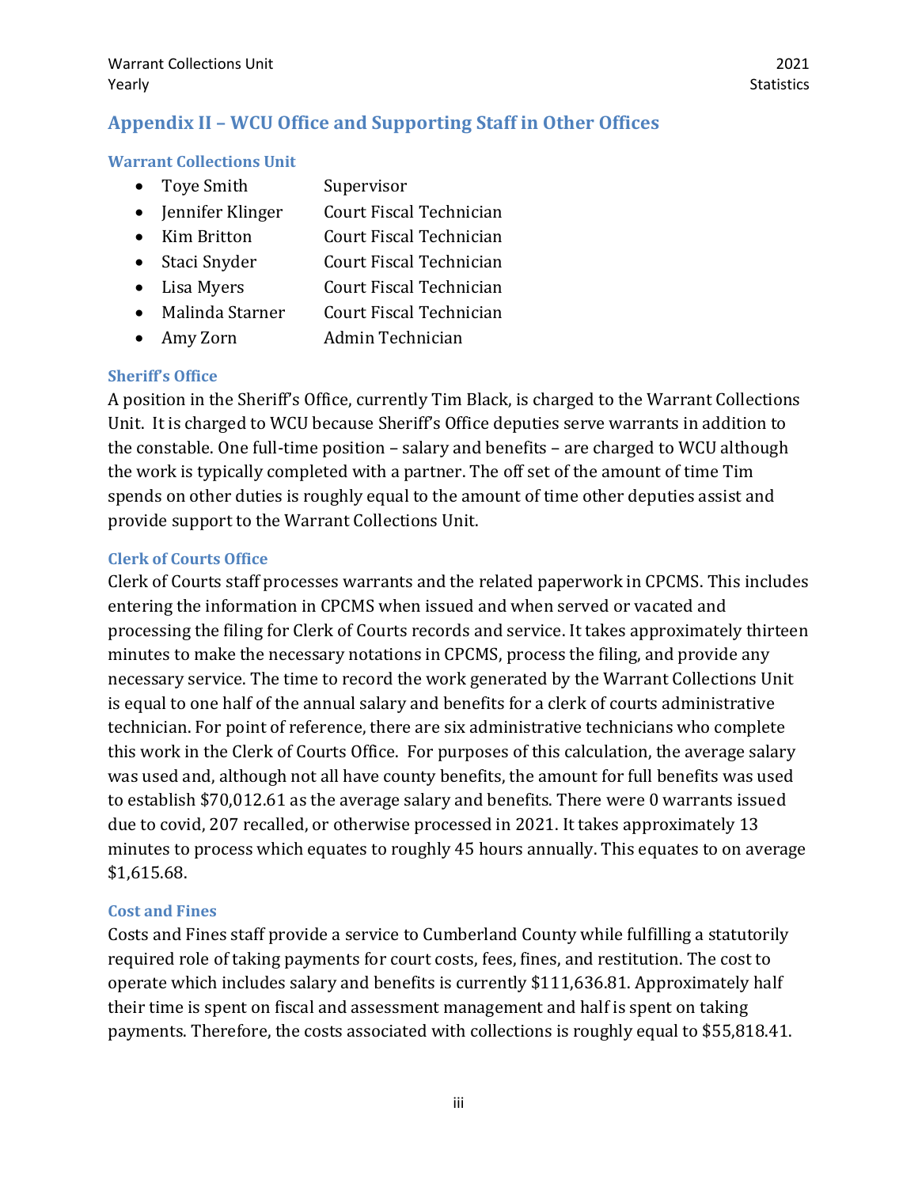## Appendix II – WCU Office and Supporting Staff in Other Offices

### Warrant Collections Unit

- Toye Smith Supervisor
- Jennifer Klinger Court Fiscal Technician
- Kim Britton Court Fiscal Technician
- Staci Snyder Court Fiscal Technician
- Lisa Myers Court Fiscal Technician
- Malinda Starner Court Fiscal Technician
- Amy Zorn Admin Technician

### Sheriff's Office

A position in the Sheriff's Office, currently Tim Black, is charged to the Warrant Collections Unit. It is charged to WCU because Sheriff's Office deputies serve warrants in addition to the constable. One full-time position – salary and benefits – are charged to WCU although the work is typically completed with a partner. The off set of the amount of time Tim spends on other duties is roughly equal to the amount of time other deputies assist and provide support to the Warrant Collections Unit.

### Clerk of Courts Office

Clerk of Courts staff processes warrants and the related paperwork in CPCMS. This includes entering the information in CPCMS when issued and when served or vacated and processing the filing for Clerk of Courts records and service. It takes approximately thirteen minutes to make the necessary notations in CPCMS, process the filing, and provide any necessary service. The time to record the work generated by the Warrant Collections Unit is equal to one half of the annual salary and benefits for a clerk of courts administrative technician. For point of reference, there are six administrative technicians who complete this work in the Clerk of Courts Office. For purposes of this calculation, the average salary was used and, although not all have county benefits, the amount for full benefits was used to establish $70,012.61 as the average salary and benefits. There were 0 warrants issued due to covid, 207 recalled, or otherwise processed in 2021. It takes approximately 13 minutes to process which equates to roughly 45 hours annually. This equates to on average $1,615.68.

### Cost and Fines

Costs and Fines staff provide a service to Cumberland County while fulfilling a statutorily required role of taking payments for court costs, fees, fines, and restitution. The cost to operate which includes salary and benefits is currently $111,636.81. Approximately half their time is spent on fiscal and assessment management and half is spent on taking payments. Therefore, the costs associated with collections is roughly equal to $55,818.41.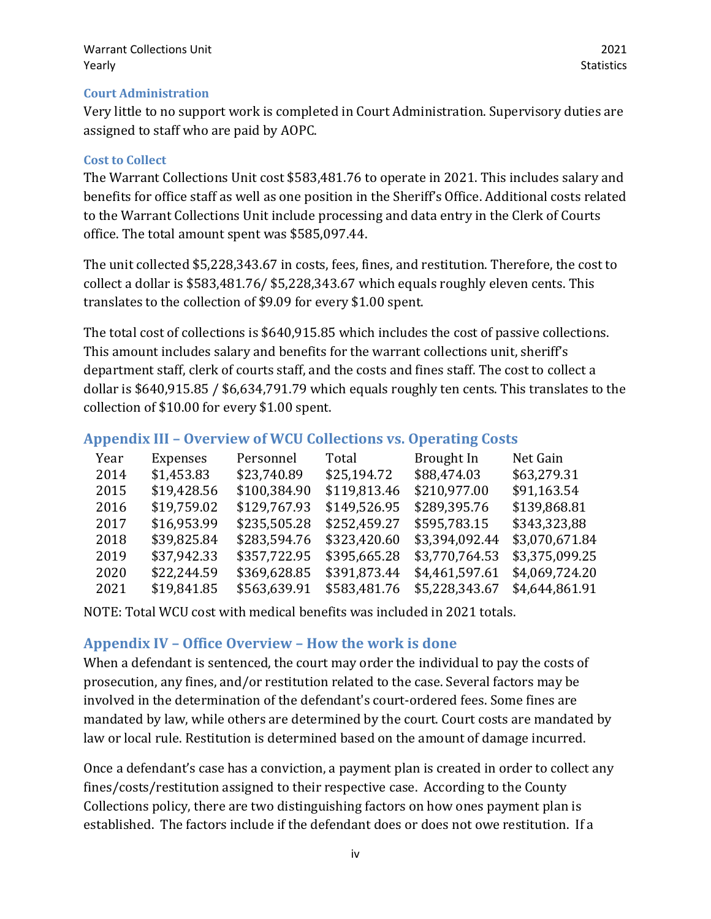### Court Administration

Very little to no support work is completed in Court Administration. Supervisory duties are assigned to staff who are paid by AOPC.

### Cost to Collect

The Warrant Collections Unit cost $583,481.76 to operate in 2021. This includes salary and benefits for office staff as well as one position in the Sheriff's Office. Additional costs related to the Warrant Collections Unit include processing and data entry in the Clerk of Courts office. The total amount spent was $585,097.44.

The unit collected $5,228,343.67 in costs, fees, fines, and restitution. Therefore, the cost to collect a dollar is $583,481.76/ $5,228,343.67 which equals roughly eleven cents. This translates to the collection of $9.09 for every $1.00 spent.

The total cost of collections is $640,915.85 which includes the cost of passive collections. This amount includes salary and benefits for the warrant collections unit, sheriff's department staff, clerk of courts staff, and the costs and fines staff. The cost to collect a dollar is $640,915.85 / $6,634,791.79 which equals roughly ten cents. This translates to the collection of $10.00 for every $1.00 spent.

## Appendix III – Overview of WCU Collections vs. Operating Costs

| Year | Expenses | Personnel | Total | Brought In | Net Gain |
|---|---|---|---|---|---|
| 2014 | $1,453.83 | $23,740.89 | $25,194.72 | $88,474.03 | $63,279.31 |
| 2015 | $19,428.56 | $100,384.90 | $119,813.46 | $210,977.00 | $91,163.54 |
| 2016 | $19,759.02 | $129,767.93 | $149,526.95 | $289,395.76 | $139,868.81 |
| 2017 | $16,953.99 | $235,505.28 | $252,459.27 | $595,783.15 | $343,323,88 |
| 2018 | $39,825.84 | $283,594.76 | $323,420.60 | $3,394,092.44 | $3,070,671.84 |
| 2019 | $37,942.33 | $357,722.95 | $395,665.28 | $3,770,764.53 | $3,375,099.25 |
| 2020 | $22,244.59 | $369,628.85 | $391,873.44 | $4,461,597.61 | $4,069,724.20 |
| 2021 | $19,841.85 | $563,639.91 | $583,481.76 | $5,228,343.67 | $4,644,861.91 |

NOTE: Total WCU cost with medical benefits was included in 2021 totals.

## Appendix IV – Office Overview – How the work is done

When a defendant is sentenced, the court may order the individual to pay the costs of prosecution, any fines, and/or restitution related to the case. Several factors may be involved in the determination of the defendant's court-ordered fees. Some fines are mandated by law, while others are determined by the court. Court costs are mandated by law or local rule. Restitution is determined based on the amount of damage incurred.

Once a defendant's case has a conviction, a payment plan is created in order to collect any fines/costs/restitution assigned to their respective case. According to the County Collections policy, there are two distinguishing factors on how ones payment plan is established. The factors include if the defendant does or does not owe restitution. If a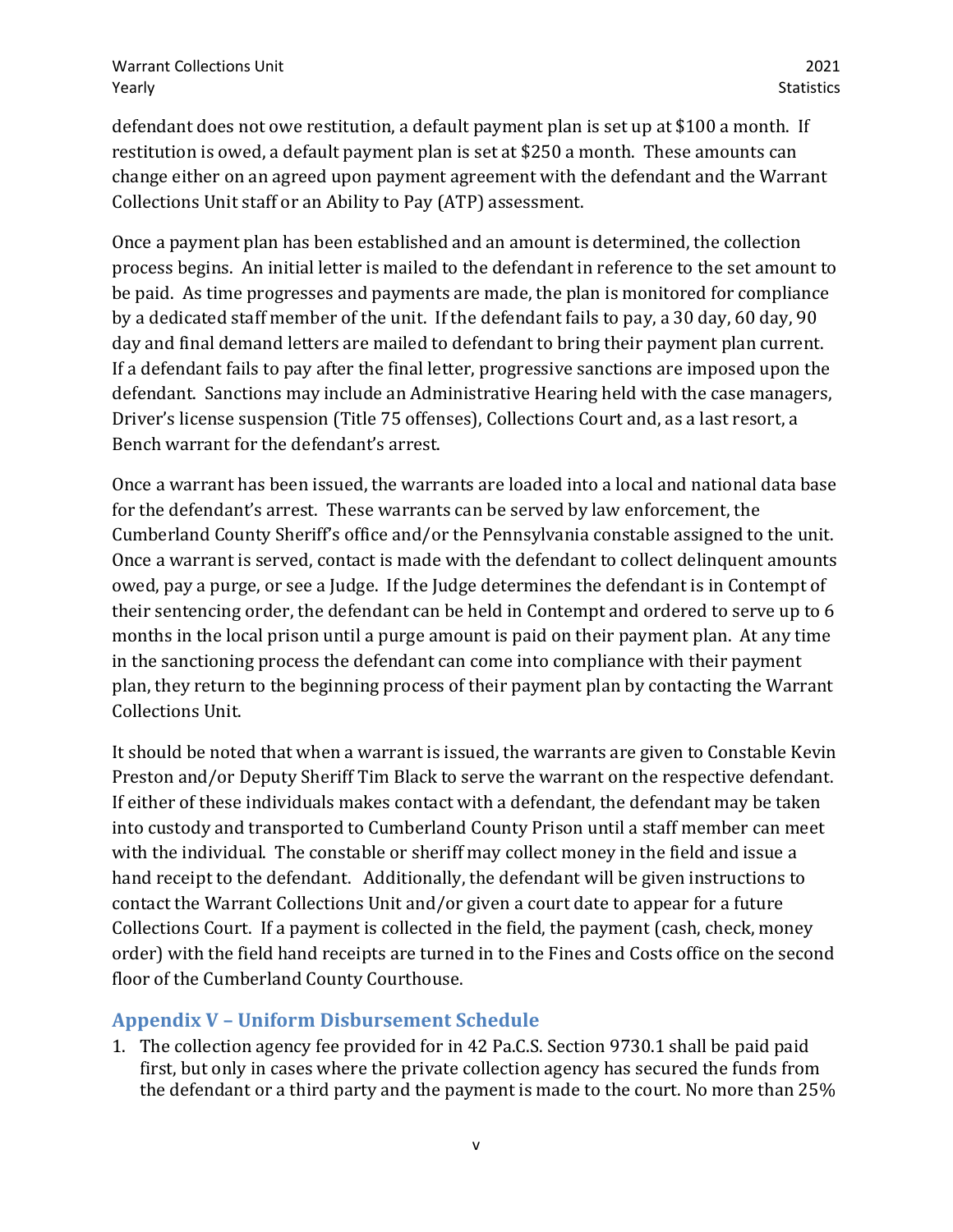defendant does not owe restitution, a default payment plan is set up at $100 a month. If restitution is owed, a default payment plan is set at $250 a month. These amounts can change either on an agreed upon payment agreement with the defendant and the Warrant Collections Unit staff or an Ability to Pay (ATP) assessment.

Once a payment plan has been established and an amount is determined, the collection process begins. An initial letter is mailed to the defendant in reference to the set amount to be paid. As time progresses and payments are made, the plan is monitored for compliance by a dedicated staff member of the unit. If the defendant fails to pay, a 30 day, 60 day, 90 day and final demand letters are mailed to defendant to bring their payment plan current. If a defendant fails to pay after the final letter, progressive sanctions are imposed upon the defendant. Sanctions may include an Administrative Hearing held with the case managers, Driver's license suspension (Title 75 offenses), Collections Court and, as a last resort, a Bench warrant for the defendant's arrest.

Once a warrant has been issued, the warrants are loaded into a local and national data base for the defendant's arrest. These warrants can be served by law enforcement, the Cumberland County Sheriff's office and/or the Pennsylvania constable assigned to the unit. Once a warrant is served, contact is made with the defendant to collect delinquent amounts owed, pay a purge, or see a Judge. If the Judge determines the defendant is in Contempt of their sentencing order, the defendant can be held in Contempt and ordered to serve up to 6 months in the local prison until a purge amount is paid on their payment plan. At any time in the sanctioning process the defendant can come into compliance with their payment plan, they return to the beginning process of their payment plan by contacting the Warrant Collections Unit.

It should be noted that when a warrant is issued, the warrants are given to Constable Kevin Preston and/or Deputy Sheriff Tim Black to serve the warrant on the respective defendant. If either of these individuals makes contact with a defendant, the defendant may be taken into custody and transported to Cumberland County Prison until a staff member can meet with the individual. The constable or sheriff may collect money in the field and issue a hand receipt to the defendant. Additionally, the defendant will be given instructions to contact the Warrant Collections Unit and/or given a court date to appear for a future Collections Court. If a payment is collected in the field, the payment (cash, check, money order) with the field hand receipts are turned in to the Fines and Costs office on the second floor of the Cumberland County Courthouse.

## Appendix V – Uniform Disbursement Schedule

1. The collection agency fee provided for in 42 Pa.C.S. Section 9730.1 shall be paid paid first, but only in cases where the private collection agency has secured the funds from the defendant or a third party and the payment is made to the court. No more than 25%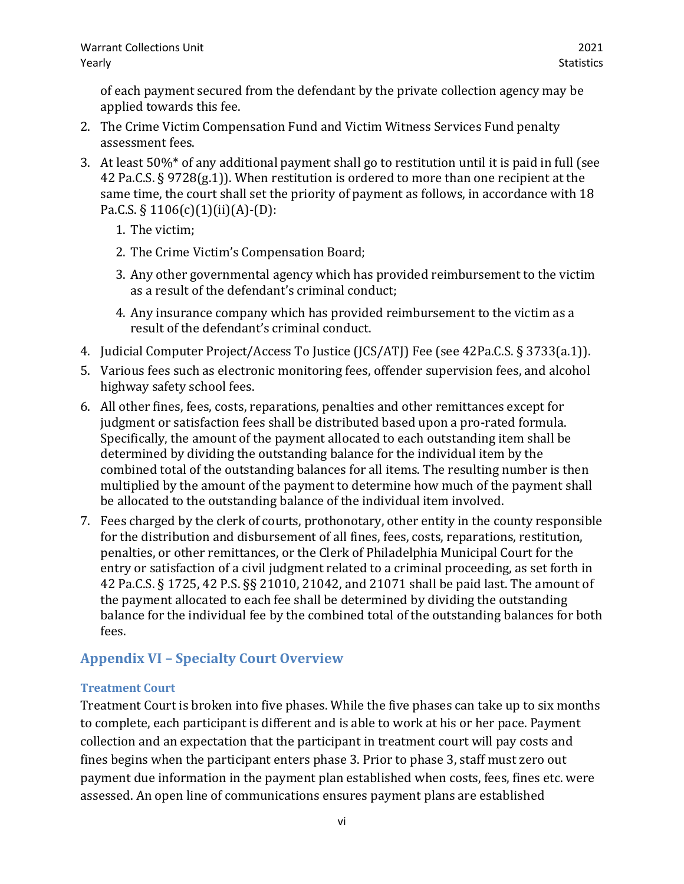of each payment secured from the defendant by the private collection agency may be applied towards this fee.

2. The Crime Victim Compensation Fund and Victim Witness Services Fund penalty assessment fees.
3. At least 50%* of any additional payment shall go to restitution until it is paid in full (see 42 Pa.C.S. § 9728(g.1)). When restitution is ordered to more than one recipient at the same time, the court shall set the priority of payment as follows, in accordance with 18 Pa.C.S. § 1106(c)(1)(ii)(A)-(D):
    1. The victim;
    2. The Crime Victim's Compensation Board;
    3. Any other governmental agency which has provided reimbursement to the victim as a result of the defendant's criminal conduct;
    4. Any insurance company which has provided reimbursement to the victim as a result of the defendant's criminal conduct.
4. Judicial Computer Project/Access To Justice (JCS/ATJ) Fee (see 42Pa.C.S. § 3733(a.1)).
5. Various fees such as electronic monitoring fees, offender supervision fees, and alcohol highway safety school fees.
6. All other fines, fees, costs, reparations, penalties and other remittances except for judgment or satisfaction fees shall be distributed based upon a pro-rated formula. Specifically, the amount of the payment allocated to each outstanding item shall be determined by dividing the outstanding balance for the individual item by the combined total of the outstanding balances for all items. The resulting number is then multiplied by the amount of the payment to determine how much of the payment shall be allocated to the outstanding balance of the individual item involved.
7. Fees charged by the clerk of courts, prothonotary, other entity in the county responsible for the distribution and disbursement of all fines, fees, costs, reparations, restitution, penalties, or other remittances, or the Clerk of Philadelphia Municipal Court for the entry or satisfaction of a civil judgment related to a criminal proceeding, as set forth in 42 Pa.C.S. § 1725, 42 P.S. §§ 21010, 21042, and 21071 shall be paid last. The amount of the payment allocated to each fee shall be determined by dividing the outstanding balance for the individual fee by the combined total of the outstanding balances for both fees.

## Appendix VI – Specialty Court Overview

### Treatment Court

Treatment Court is broken into five phases. While the five phases can take up to six months to complete, each participant is different and is able to work at his or her pace. Payment collection and an expectation that the participant in treatment court will pay costs and fines begins when the participant enters phase 3. Prior to phase 3, staff must zero out payment due information in the payment plan established when costs, fees, fines etc. were assessed. An open line of communications ensures payment plans are established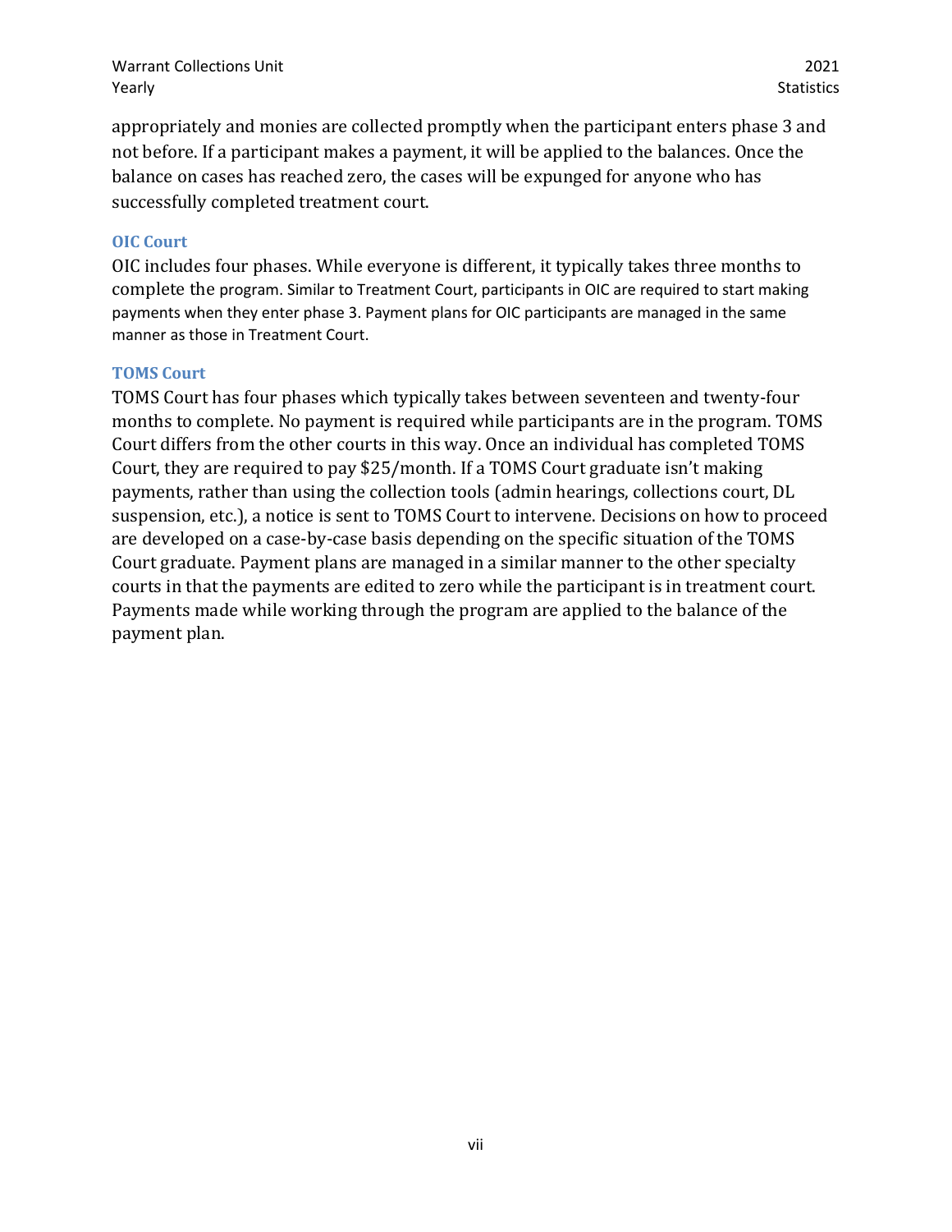appropriately and monies are collected promptly when the participant enters phase 3 and not before. If a participant makes a payment, it will be applied to the balances. Once the balance on cases has reached zero, the cases will be expunged for anyone who has successfully completed treatment court.

### OIC Court

OIC includes four phases. While everyone is different, it typically takes three months to complete the program. Similar to Treatment Court, participants in OIC are required to start making payments when they enter phase 3. Payment plans for OIC participants are managed in the same manner as those in Treatment Court.

### TOMS Court

TOMS Court has four phases which typically takes between seventeen and twenty-four months to complete. No payment is required while participants are in the program. TOMS Court differs from the other courts in this way. Once an individual has completed TOMS Court, they are required to pay $25/month. If a TOMS Court graduate isn't making payments, rather than using the collection tools (admin hearings, collections court, DL suspension, etc.), a notice is sent to TOMS Court to intervene. Decisions on how to proceed are developed on a case-by-case basis depending on the specific situation of the TOMS Court graduate. Payment plans are managed in a similar manner to the other specialty courts in that the payments are edited to zero while the participant is in treatment court. Payments made while working through the program are applied to the balance of the payment plan.